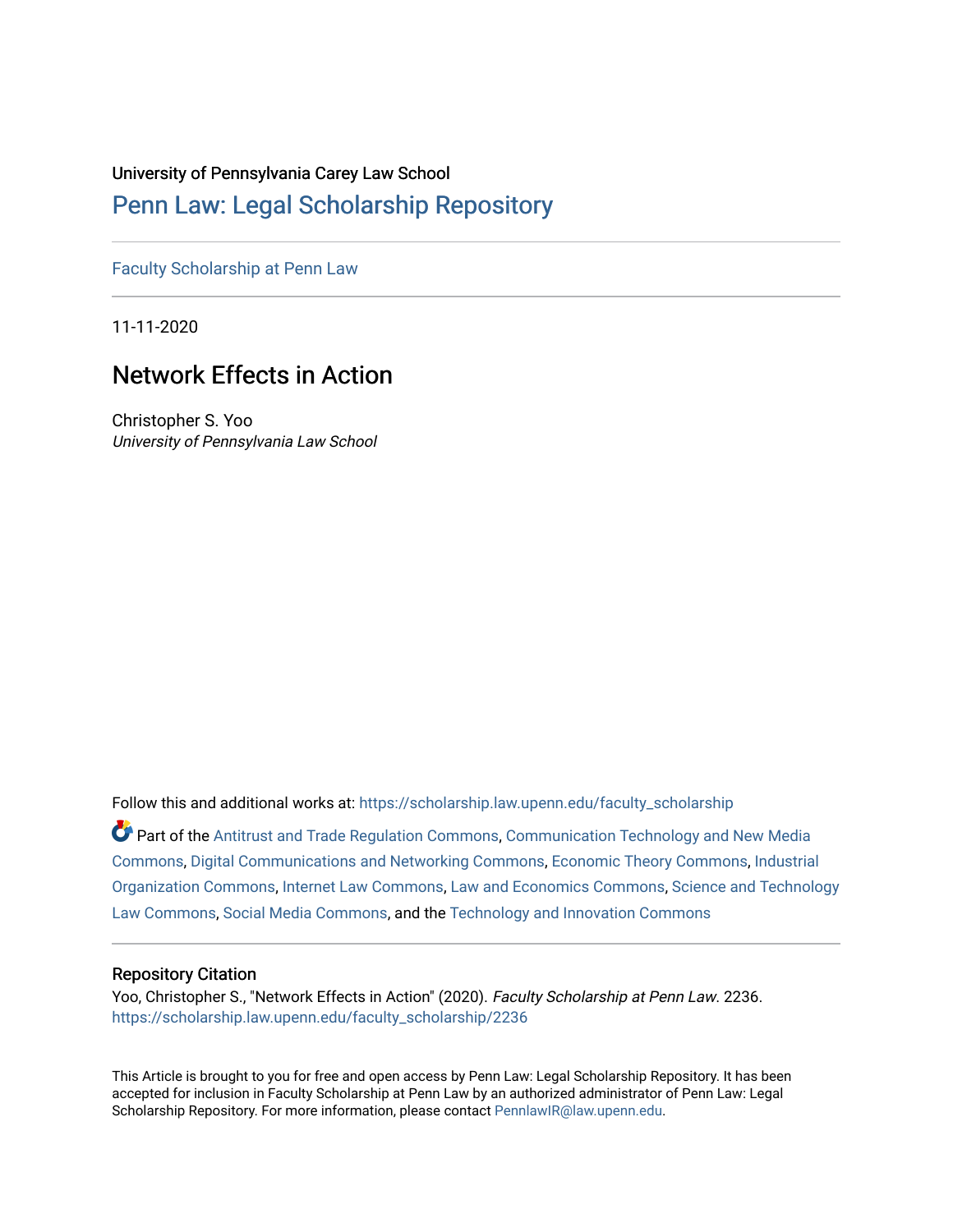University of Pennsylvania Carey Law School

# Penn Law: Legal Scholarship Repository

Faculty Scholarship at Penn Law

11-11-2020

## Network Effects in Action

Christopher S. Yoo
*University of Pennsylvania Law School*

Follow this and additional works at: https://scholarship.law.upenn.edu/faculty_scholarship

Part of the Antitrust and Trade Regulation Commons, Communication Technology and New Media Commons, Digital Communications and Networking Commons, Economic Theory Commons, Industrial Organization Commons, Internet Law Commons, Law and Economics Commons, Science and Technology Law Commons, Social Media Commons, and the Technology and Innovation Commons

### Repository Citation

Yoo, Christopher S., "Network Effects in Action" (2020). *Faculty Scholarship at Penn Law*. 2236.
https://scholarship.law.upenn.edu/faculty_scholarship/2236

This Article is brought to you for free and open access by Penn Law: Legal Scholarship Repository. It has been accepted for inclusion in Faculty Scholarship at Penn Law by an authorized administrator of Penn Law: Legal Scholarship Repository. For more information, please contact PennlawIR@law.upenn.edu.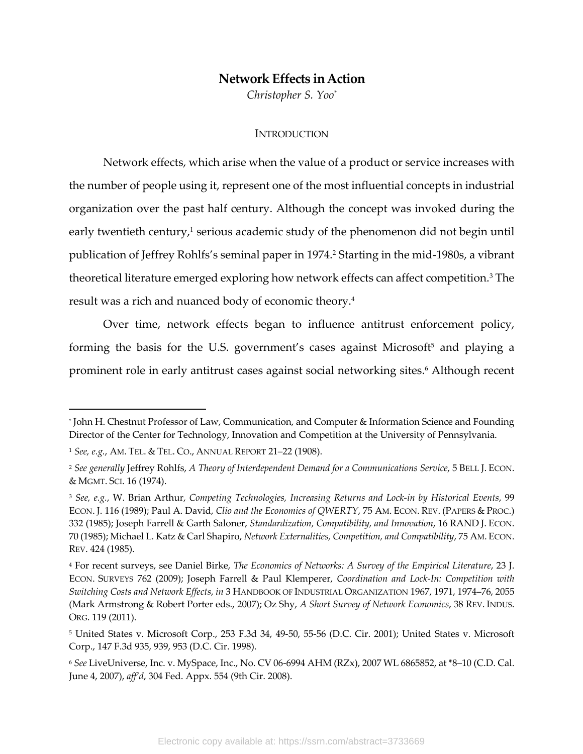# Network Effects in Action

*Christopher S. Yoo*[*]

## INTRODUCTION

Network effects, which arise when the value of a product or service increases with the number of people using it, represent one of the most influential concepts in industrial organization over the past half century. Although the concept was invoked during the early twentieth century,[1] serious academic study of the phenomenon did not begin until publication of Jeffrey Rohlfs's seminal paper in 1974.[2] Starting in the mid-1980s, a vibrant theoretical literature emerged exploring how network effects can affect competition.[3] The result was a rich and nuanced body of economic theory.[4]

Over time, network effects began to influence antitrust enforcement policy, forming the basis for the U.S. government's cases against Microsoft[5] and playing a prominent role in early antitrust cases against social networking sites.[6] Although recent

---

[*] John H. Chestnut Professor of Law, Communication, and Computer & Information Science and Founding Director of the Center for Technology, Innovation and Competition at the University of Pennsylvania.

[1] *See, e.g.*, AM. TEL. & TEL. CO., ANNUAL REPORT 21–22 (1908).

[2] *See generally* Jeffrey Rohlfs, *A Theory of Interdependent Demand for a Communications Service*, 5 BELL J. ECON. & MGMT. SCI. 16 (1974).

[3] *See, e.g.*, W. Brian Arthur, *Competing Technologies, Increasing Returns and Lock-in by Historical Events*, 99 ECON. J. 116 (1989); Paul A. David, *Clio and the Economics of QWERTY*, 75 AM. ECON. REV. (PAPERS & PROC.) 332 (1985); Joseph Farrell & Garth Saloner, *Standardization, Compatibility, and Innovation*, 16 RAND J. ECON. 70 (1985); Michael L. Katz & Carl Shapiro, *Network Externalities, Competition, and Compatibility*, 75 AM. ECON. REV. 424 (1985).

[4] For recent surveys, see Daniel Birke, *The Economics of Networks: A Survey of the Empirical Literature*, 23 J. ECON. SURVEYS 762 (2009); Joseph Farrell & Paul Klemperer, *Coordination and Lock-In: Competition with Switching Costs and Network Effects*, *in* 3 HANDBOOK OF INDUSTRIAL ORGANIZATION 1967, 1971, 1974–76, 2055 (Mark Armstrong & Robert Porter eds., 2007); Oz Shy, *A Short Survey of Network Economics*, 38 REV. INDUS. ORG. 119 (2011).

[5] United States v. Microsoft Corp., 253 F.3d 34, 49-50, 55-56 (D.C. Cir. 2001); United States v. Microsoft Corp., 147 F.3d 935, 939, 953 (D.C. Cir. 1998).

[6] *See* LiveUniverse, Inc. v. MySpace, Inc., No. CV 06-6994 AHM (RZx), 2007 WL 6865852, at *8–10 (C.D. Cal. June 4, 2007), *aff'd*, 304 Fed. Appx. 554 (9th Cir. 2008).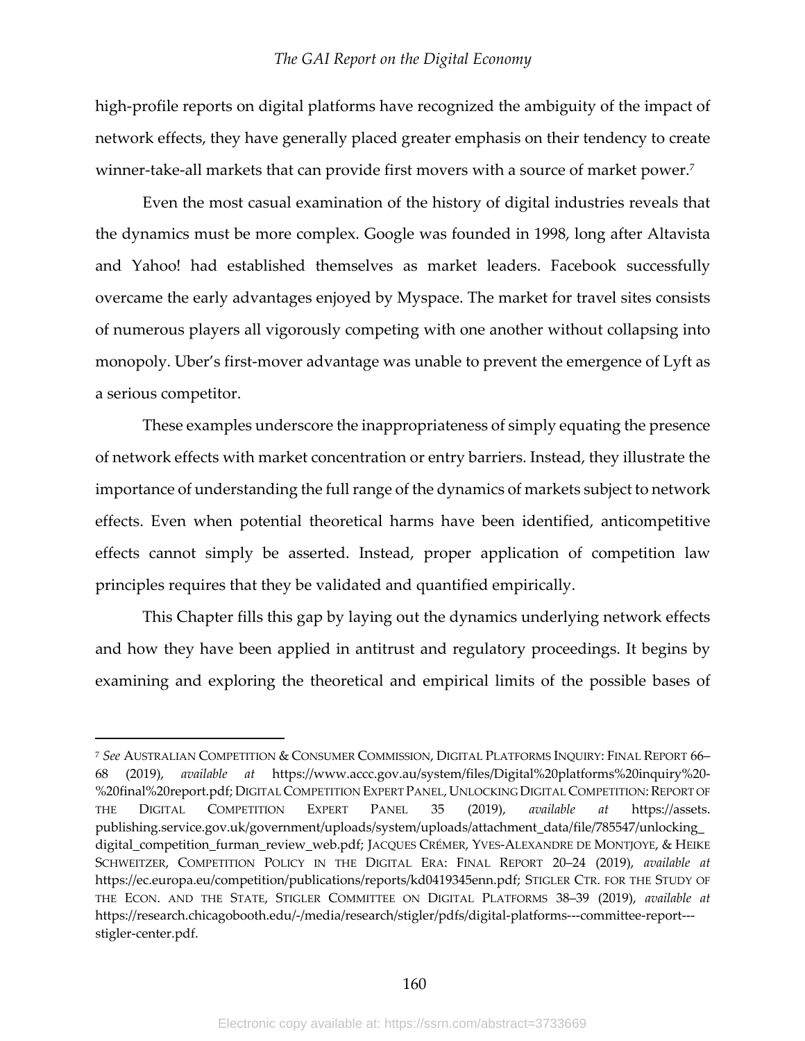high-profile reports on digital platforms have recognized the ambiguity of the impact of network effects, they have generally placed greater emphasis on their tendency to create winner-take-all markets that can provide first movers with a source of market power.[7]

Even the most casual examination of the history of digital industries reveals that the dynamics must be more complex. Google was founded in 1998, long after Altavista and Yahoo! had established themselves as market leaders. Facebook successfully overcame the early advantages enjoyed by Myspace. The market for travel sites consists of numerous players all vigorously competing with one another without collapsing into monopoly. Uber's first-mover advantage was unable to prevent the emergence of Lyft as a serious competitor.

These examples underscore the inappropriateness of simply equating the presence of network effects with market concentration or entry barriers. Instead, they illustrate the importance of understanding the full range of the dynamics of markets subject to network effects. Even when potential theoretical harms have been identified, anticompetitive effects cannot simply be asserted. Instead, proper application of competition law principles requires that they be validated and quantified empirically.

This Chapter fills this gap by laying out the dynamics underlying network effects and how they have been applied in antitrust and regulatory proceedings. It begins by examining and exploring the theoretical and empirical limits of the possible bases of

---

[7] *See* AUSTRALIAN COMPETITION & CONSUMER COMMISSION, DIGITAL PLATFORMS INQUIRY: FINAL REPORT 66–68 (2019), *available at* https://www.accc.gov.au/system/files/Digital%20platforms%20inquiry%20-%20final%20report.pdf; DIGITAL COMPETITION EXPERT PANEL, UNLOCKING DIGITAL COMPETITION: REPORT OF THE DIGITAL COMPETITION EXPERT PANEL 35 (2019), *available at* https://assets.publishing.service.gov.uk/government/uploads/system/uploads/attachment_data/file/785547/unlocking_digital_competition_furman_review_web.pdf; JACQUES CRÉMER, YVES-ALEXANDRE DE MONTJOYE, & HEIKE SCHWEITZER, COMPETITION POLICY IN THE DIGITAL ERA: FINAL REPORT 20–24 (2019), *available at* https://ec.europa.eu/competition/publications/reports/kd0419345enn.pdf; STIGLER CTR. FOR THE STUDY OF THE ECON. AND THE STATE, STIGLER COMMITTEE ON DIGITAL PLATFORMS 38–39 (2019), *available at* https://research.chicagobooth.edu/-/media/research/stigler/pdfs/digital-platforms---committee-report---stigler-center.pdf.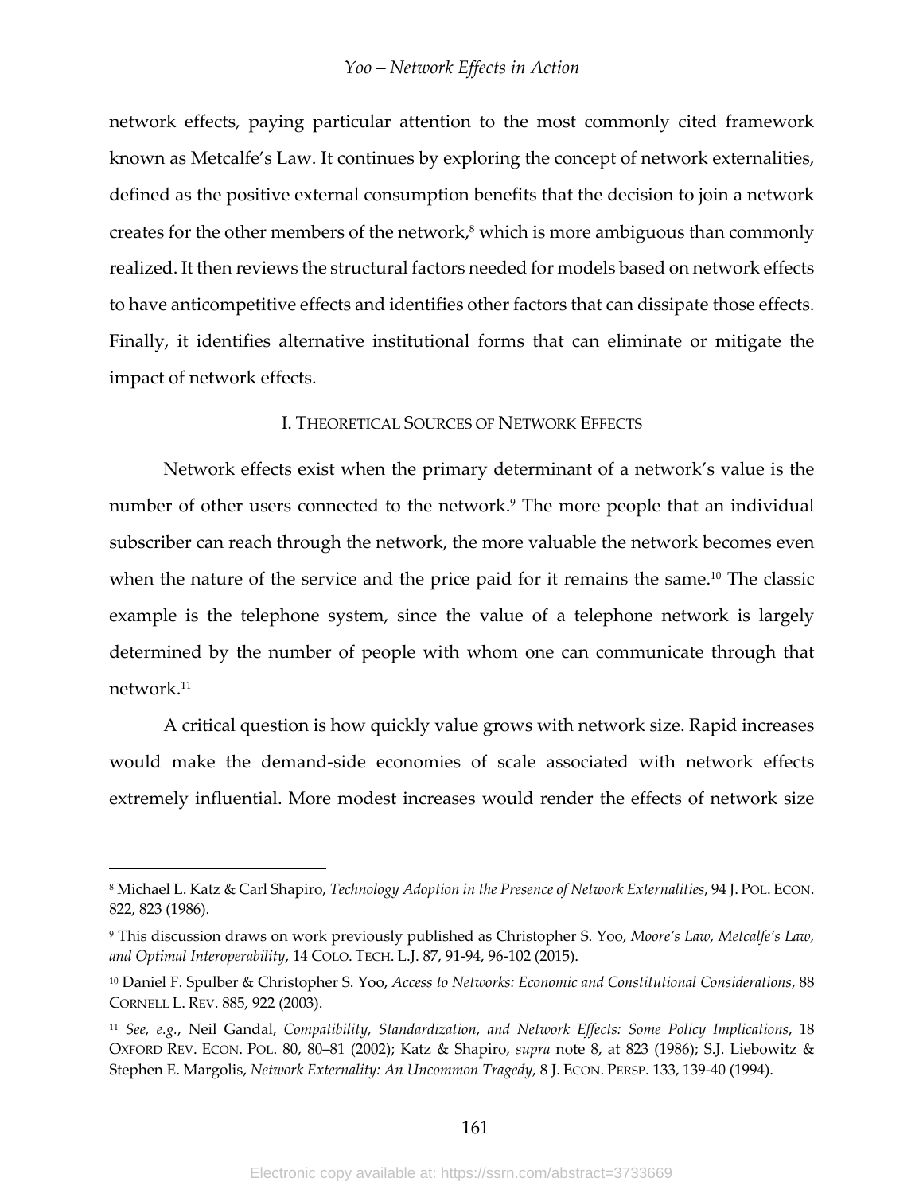network effects, paying particular attention to the most commonly cited framework known as Metcalfe's Law. It continues by exploring the concept of network externalities, defined as the positive external consumption benefits that the decision to join a network creates for the other members of the network,[8] which is more ambiguous than commonly realized. It then reviews the structural factors needed for models based on network effects to have anticompetitive effects and identifies other factors that can dissipate those effects. Finally, it identifies alternative institutional forms that can eliminate or mitigate the impact of network effects.

## I. Theoretical Sources of Network Effects

Network effects exist when the primary determinant of a network's value is the number of other users connected to the network.[9] The more people that an individual subscriber can reach through the network, the more valuable the network becomes even when the nature of the service and the price paid for it remains the same.[10] The classic example is the telephone system, since the value of a telephone network is largely determined by the number of people with whom one can communicate through that network.[11]

A critical question is how quickly value grows with network size. Rapid increases would make the demand-side economies of scale associated with network effects extremely influential. More modest increases would render the effects of network size

---

[8] Michael L. Katz & Carl Shapiro, *Technology Adoption in the Presence of Network Externalities*, 94 J. Pol. Econ. 822, 823 (1986).

[9] This discussion draws on work previously published as Christopher S. Yoo, *Moore's Law, Metcalfe's Law, and Optimal Interoperability*, 14 Colo. Tech. L.J. 87, 91-94, 96-102 (2015).

[10] Daniel F. Spulber & Christopher S. Yoo, *Access to Networks: Economic and Constitutional Considerations*, 88 Cornell L. Rev. 885, 922 (2003).

[11] *See, e.g.*, Neil Gandal, *Compatibility, Standardization, and Network Effects: Some Policy Implications*, 18 Oxford Rev. Econ. Pol. 80, 80–81 (2002); Katz & Shapiro, *supra* note 8, at 823 (1986); S.J. Liebowitz & Stephen E. Margolis, *Network Externality: An Uncommon Tragedy*, 8 J. Econ. Persp. 133, 139-40 (1994).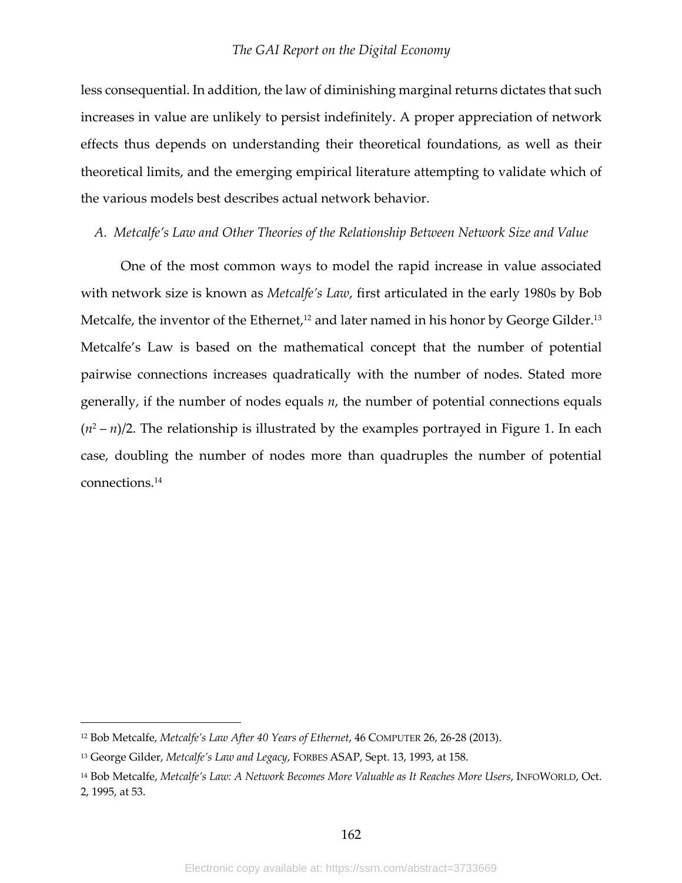less consequential. In addition, the law of diminishing marginal returns dictates that such increases in value are unlikely to persist indefinitely. A proper appreciation of network effects thus depends on understanding their theoretical foundations, as well as their theoretical limits, and the emerging empirical literature attempting to validate which of the various models best describes actual network behavior.

### *A. Metcalfe's Law and Other Theories of the Relationship Between Network Size and Value*

One of the most common ways to model the rapid increase in value associated with network size is known as *Metcalfe's Law*, first articulated in the early 1980s by Bob Metcalfe, the inventor of the Ethernet,[12] and later named in his honor by George Gilder.[13] Metcalfe's Law is based on the mathematical concept that the number of potential pairwise connections increases quadratically with the number of nodes. Stated more generally, if the number of nodes equals $n$, the number of potential connections equals $(n^2 - n)/2$. The relationship is illustrated by the examples portrayed in Figure 1. In each case, doubling the number of nodes more than quadruples the number of potential connections.[14]

---

[12] Bob Metcalfe, *Metcalfe's Law After 40 Years of Ethernet*, 46 COMPUTER 26, 26-28 (2013).

[13] George Gilder, *Metcalfe's Law and Legacy*, FORBES ASAP, Sept. 13, 1993, at 158.

[14] Bob Metcalfe, *Metcalfe's Law: A Network Becomes More Valuable as It Reaches More Users*, INFOWORLD, Oct. 2, 1995, at 53.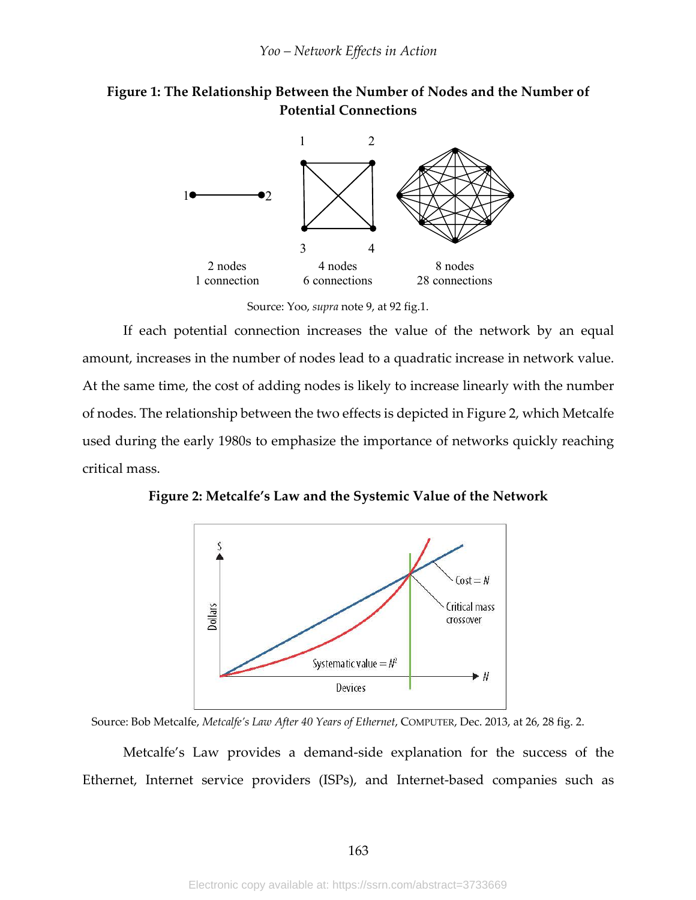**Figure 1: The Relationship Between the Number of Nodes and the Number of Potential Connections**

2 nodes
1 connection

4 nodes
6 connections

8 nodes
28 connections

Source: Yoo, *supra* note 9, at 92 fig.1.

If each potential connection increases the value of the network by an equal amount, increases in the number of nodes lead to a quadratic increase in network value. At the same time, the cost of adding nodes is likely to increase linearly with the number of nodes. The relationship between the two effects is depicted in Figure 2, which Metcalfe used during the early 1980s to emphasize the importance of networks quickly reaching critical mass.

**Figure 2: Metcalfe's Law and the Systemic Value of the Network**

Source: Bob Metcalfe, *Metcalfe's Law After 40 Years of Ethernet*, COMPUTER, Dec. 2013, at 26, 28 fig. 2.

Metcalfe's Law provides a demand-side explanation for the success of the Ethernet, Internet service providers (ISPs), and Internet-based companies such as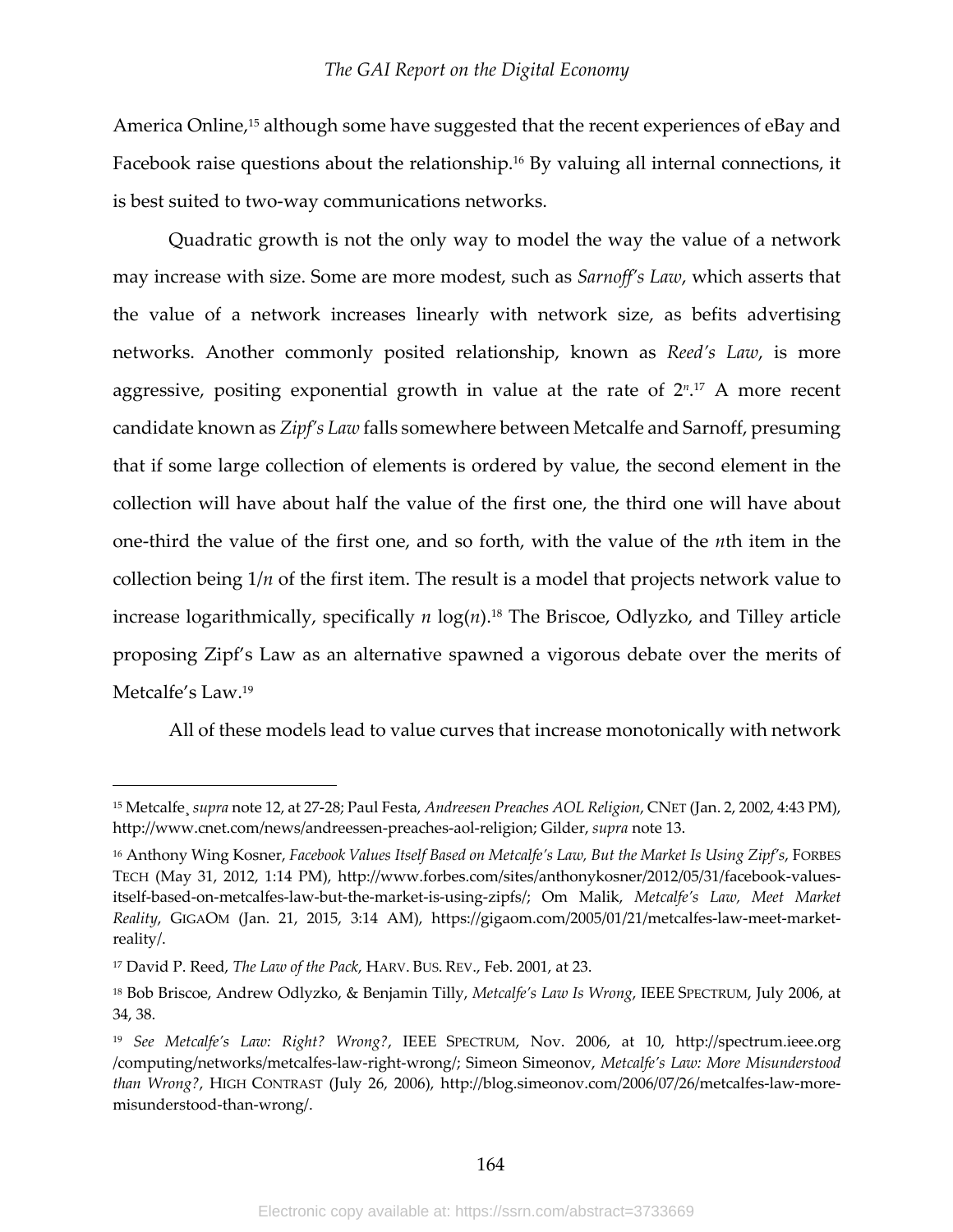America Online,[15] although some have suggested that the recent experiences of eBay and Facebook raise questions about the relationship.[16] By valuing all internal connections, it is best suited to two-way communications networks.

Quadratic growth is not the only way to model the way the value of a network may increase with size. Some are more modest, such as *Sarnoff's Law*, which asserts that the value of a network increases linearly with network size, as befits advertising networks. Another commonly posited relationship, known as *Reed's Law*, is more aggressive, positing exponential growth in value at the rate of $2^n$.[17] A more recent candidate known as *Zipf's Law* falls somewhere between Metcalfe and Sarnoff, presuming that if some large collection of elements is ordered by value, the second element in the collection will have about half the value of the first one, the third one will have about one-third the value of the first one, and so forth, with the value of the $n$th item in the collection being $1/n$ of the first item. The result is a model that projects network value to increase logarithmically, specifically $n \log(n)$.[18] The Briscoe, Odlyzko, and Tilley article proposing Zipf's Law as an alternative spawned a vigorous debate over the merits of Metcalfe's Law.[19]

All of these models lead to value curves that increase monotonically with network

---

[15] Metcalfe¸ *supra* note 12, at 27-28; Paul Festa, *Andreesen Preaches AOL Religion*, CNET (Jan. 2, 2002, 4:43 PM), http://www.cnet.com/news/andreessen-preaches-aol-religion; Gilder, *supra* note 13.

[16] Anthony Wing Kosner, *Facebook Values Itself Based on Metcalfe's Law, But the Market Is Using Zipf's*, FORBES TECH (May 31, 2012, 1:14 PM), http://www.forbes.com/sites/anthonykosner/2012/05/31/facebook-values-itself-based-on-metcalfes-law-but-the-market-is-using-zipfs/; Om Malik, *Metcalfe's Law, Meet Market Reality*, GIGAOM (Jan. 21, 2015, 3:14 AM), https://gigaom.com/2005/01/21/metcalfes-law-meet-market-reality/.

[17] David P. Reed, *The Law of the Pack*, HARV. BUS. REV., Feb. 2001, at 23.

[18] Bob Briscoe, Andrew Odlyzko, & Benjamin Tilly, *Metcalfe's Law Is Wrong*, IEEE SPECTRUM, July 2006, at 34, 38.

[19] *See Metcalfe's Law: Right? Wrong?*, IEEE SPECTRUM, Nov. 2006, at 10, http://spectrum.ieee.org /computing/networks/metcalfes-law-right-wrong/; Simeon Simeonov, *Metcalfe's Law: More Misunderstood than Wrong?*, HIGH CONTRAST (July 26, 2006), http://blog.simeonov.com/2006/07/26/metcalfes-law-more-misunderstood-than-wrong/.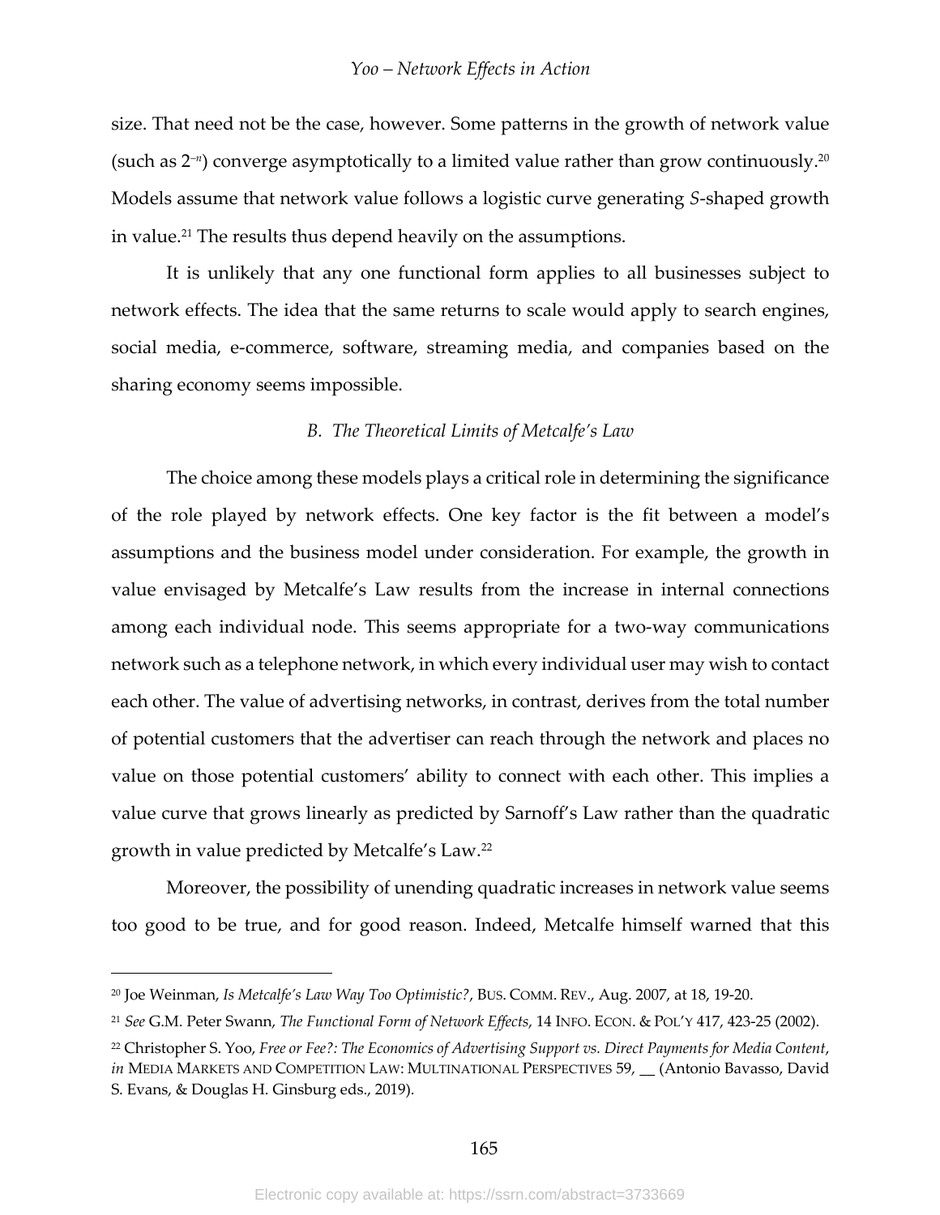size. That need not be the case, however. Some patterns in the growth of network value (such as $2^{-n}$) converge asymptotically to a limited value rather than grow continuously.[20] Models assume that network value follows a logistic curve generating *S*-shaped growth in value.[21] The results thus depend heavily on the assumptions.

It is unlikely that any one functional form applies to all businesses subject to network effects. The idea that the same returns to scale would apply to search engines, social media, e-commerce, software, streaming media, and companies based on the sharing economy seems impossible.

### *B. The Theoretical Limits of Metcalfe's Law*

The choice among these models plays a critical role in determining the significance of the role played by network effects. One key factor is the fit between a model's assumptions and the business model under consideration. For example, the growth in value envisaged by Metcalfe's Law results from the increase in internal connections among each individual node. This seems appropriate for a two-way communications network such as a telephone network, in which every individual user may wish to contact each other. The value of advertising networks, in contrast, derives from the total number of potential customers that the advertiser can reach through the network and places no value on those potential customers' ability to connect with each other. This implies a value curve that grows linearly as predicted by Sarnoff's Law rather than the quadratic growth in value predicted by Metcalfe's Law.[22]

Moreover, the possibility of unending quadratic increases in network value seems too good to be true, and for good reason. Indeed, Metcalfe himself warned that this

---

[20] Joe Weinman, *Is Metcalfe's Law Way Too Optimistic?*, BUS. COMM. REV., Aug. 2007, at 18, 19-20.

[21] *See* G.M. Peter Swann, *The Functional Form of Network Effects*, 14 INFO. ECON. & POL'Y 417, 423-25 (2002).

[22] Christopher S. Yoo, *Free or Fee?: The Economics of Advertising Support vs. Direct Payments for Media Content*, *in* MEDIA MARKETS AND COMPETITION LAW: MULTINATIONAL PERSPECTIVES 59, __ (Antonio Bavasso, David S. Evans, & Douglas H. Ginsburg eds., 2019).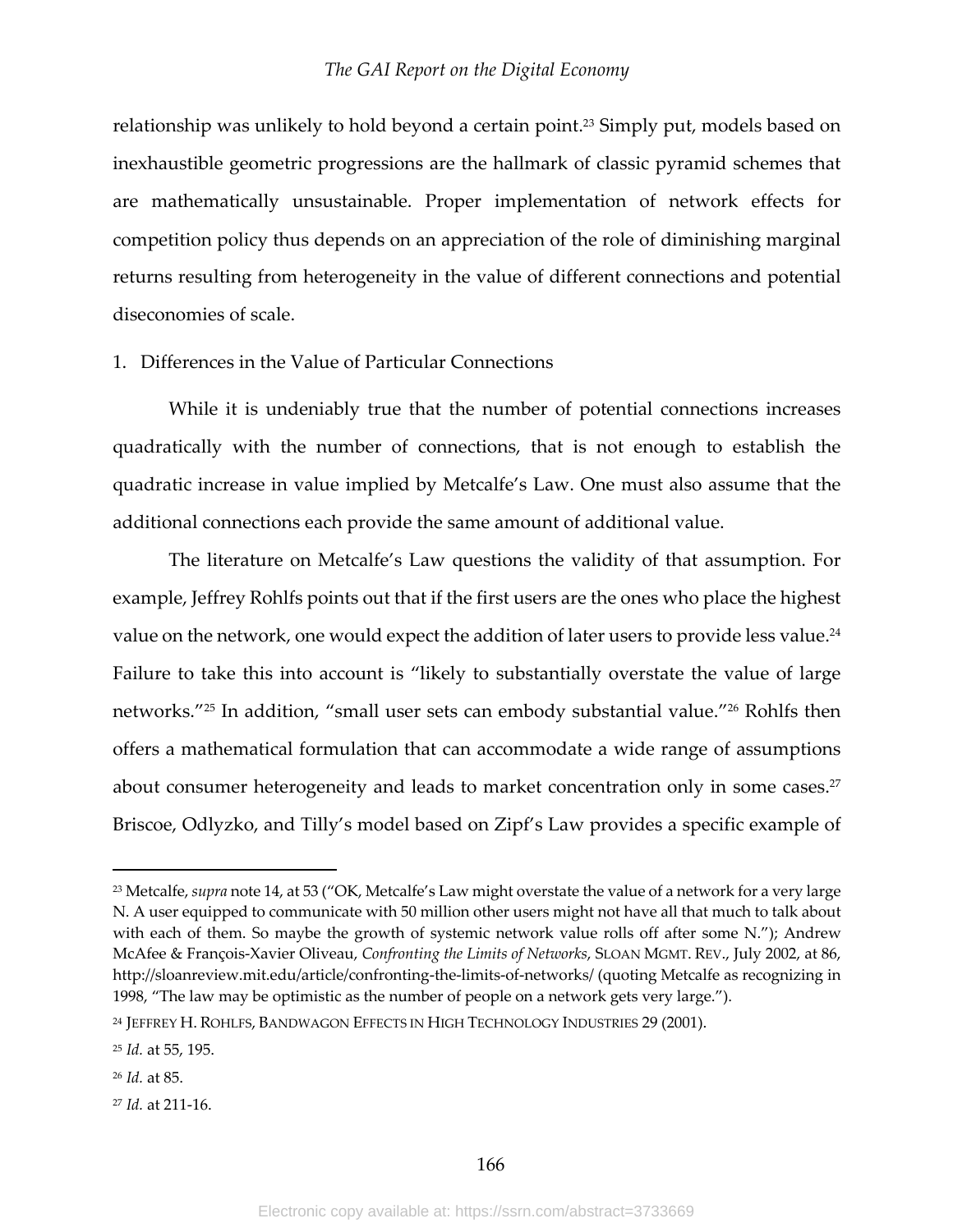relationship was unlikely to hold beyond a certain point.[23] Simply put, models based on inexhaustible geometric progressions are the hallmark of classic pyramid schemes that are mathematically unsustainable. Proper implementation of network effects for competition policy thus depends on an appreciation of the role of diminishing marginal returns resulting from heterogeneity in the value of different connections and potential diseconomies of scale.

1. Differences in the Value of Particular Connections

While it is undeniably true that the number of potential connections increases quadratically with the number of connections, that is not enough to establish the quadratic increase in value implied by Metcalfe's Law. One must also assume that the additional connections each provide the same amount of additional value.

The literature on Metcalfe's Law questions the validity of that assumption. For example, Jeffrey Rohlfs points out that if the first users are the ones who place the highest value on the network, one would expect the addition of later users to provide less value.[24] Failure to take this into account is "likely to substantially overstate the value of large networks."[25] In addition, "small user sets can embody substantial value."[26] Rohlfs then offers a mathematical formulation that can accommodate a wide range of assumptions about consumer heterogeneity and leads to market concentration only in some cases.[27] Briscoe, Odlyzko, and Tilly's model based on Zipf's Law provides a specific example of

---

[23] Metcalfe, *supra* note 14, at 53 ("OK, Metcalfe's Law might overstate the value of a network for a very large N. A user equipped to communicate with 50 million other users might not have all that much to talk about with each of them. So maybe the growth of systemic network value rolls off after some N."); Andrew McAfee & François-Xavier Oliveau, *Confronting the Limits of Networks*, SLOAN MGMT. REV., July 2002, at 86, http://sloanreview.mit.edu/article/confronting-the-limits-of-networks/ (quoting Metcalfe as recognizing in 1998, "The law may be optimistic as the number of people on a network gets very large.").

[24] JEFFREY H. ROHLFS, BANDWAGON EFFECTS IN HIGH TECHNOLOGY INDUSTRIES 29 (2001).

[25] *Id.* at 55, 195.

[26] *Id.* at 85.

[27] *Id.* at 211-16.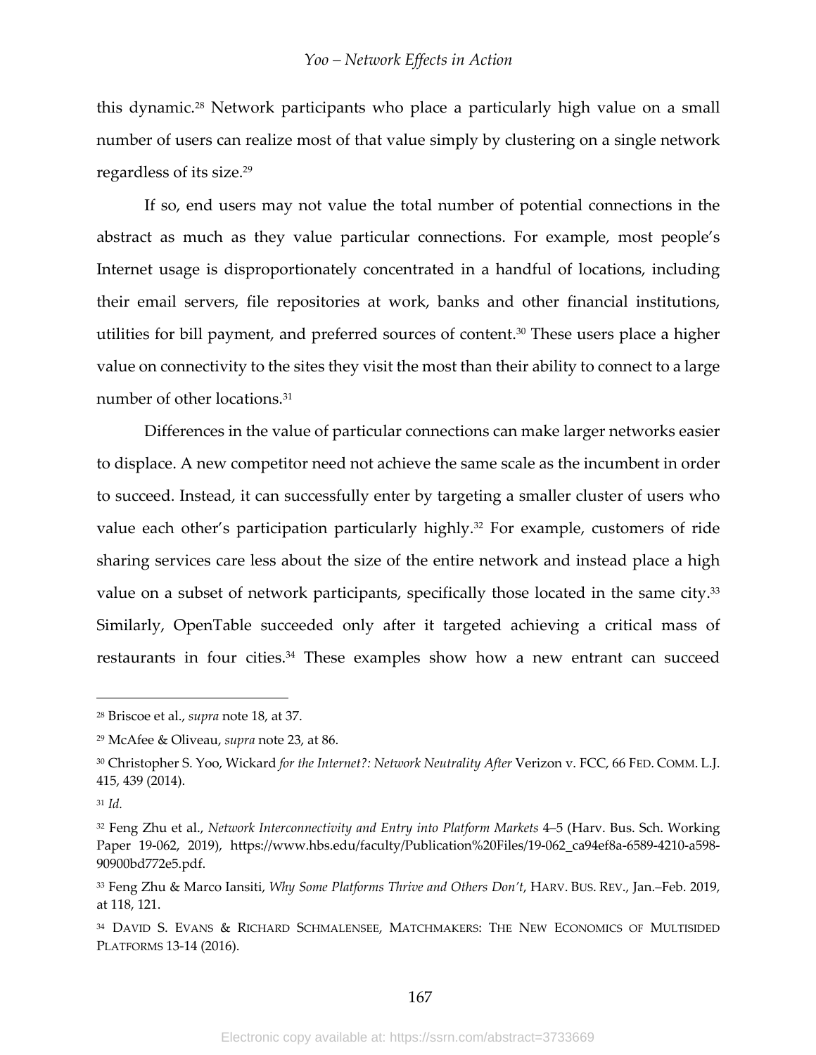this dynamic.[28] Network participants who place a particularly high value on a small number of users can realize most of that value simply by clustering on a single network regardless of its size.[29]

If so, end users may not value the total number of potential connections in the abstract as much as they value particular connections. For example, most people's Internet usage is disproportionately concentrated in a handful of locations, including their email servers, file repositories at work, banks and other financial institutions, utilities for bill payment, and preferred sources of content.[30] These users place a higher value on connectivity to the sites they visit the most than their ability to connect to a large number of other locations.[31]

Differences in the value of particular connections can make larger networks easier to displace. A new competitor need not achieve the same scale as the incumbent in order to succeed. Instead, it can successfully enter by targeting a smaller cluster of users who value each other's participation particularly highly.[32] For example, customers of ride sharing services care less about the size of the entire network and instead place a high value on a subset of network participants, specifically those located in the same city.[33] Similarly, OpenTable succeeded only after it targeted achieving a critical mass of restaurants in four cities.[34] These examples show how a new entrant can succeed

---

[28] Briscoe et al., *supra* note 18, at 37.

[29] McAfee & Oliveau, *supra* note 23, at 86.

[30] Christopher S. Yoo, Wickard *for the Internet?: Network Neutrality After* Verizon v. FCC, 66 FED. COMM. L.J. 415, 439 (2014).

[31] *Id.*

[32] Feng Zhu et al., *Network Interconnectivity and Entry into Platform Markets* 4–5 (Harv. Bus. Sch. Working Paper 19-062, 2019), https://www.hbs.edu/faculty/Publication%20Files/19-062_ca94ef8a-6589-4210-a598-90900bd772e5.pdf.

[33] Feng Zhu & Marco Iansiti, *Why Some Platforms Thrive and Others Don't*, HARV. BUS. REV., Jan.–Feb. 2019, at 118, 121.

[34] DAVID S. EVANS & RICHARD SCHMALENSEE, MATCHMAKERS: THE NEW ECONOMICS OF MULTISIDED PLATFORMS 13-14 (2016).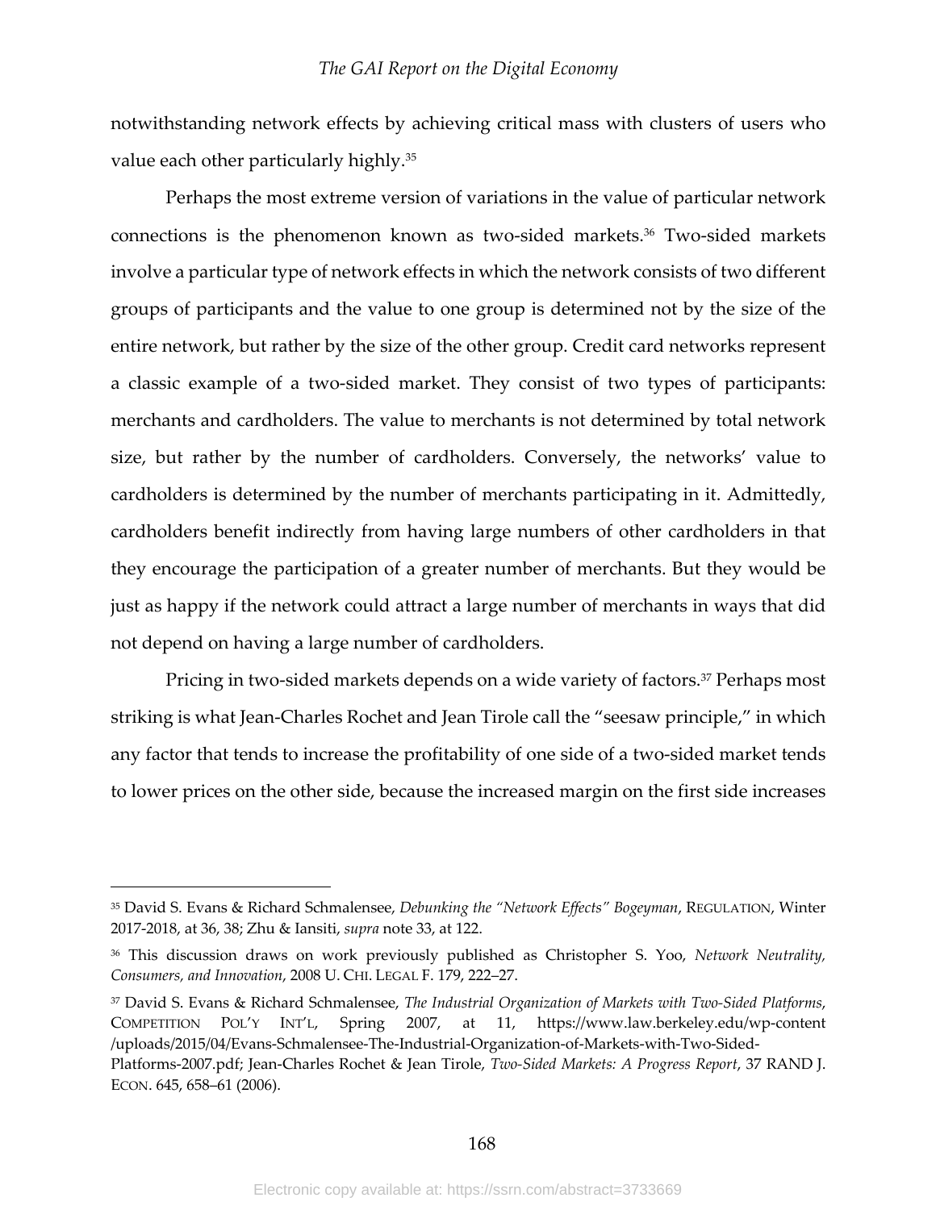notwithstanding network effects by achieving critical mass with clusters of users who value each other particularly highly.[35]

Perhaps the most extreme version of variations in the value of particular network connections is the phenomenon known as two-sided markets.[36] Two-sided markets involve a particular type of network effects in which the network consists of two different groups of participants and the value to one group is determined not by the size of the entire network, but rather by the size of the other group. Credit card networks represent a classic example of a two-sided market. They consist of two types of participants: merchants and cardholders. The value to merchants is not determined by total network size, but rather by the number of cardholders. Conversely, the networks' value to cardholders is determined by the number of merchants participating in it. Admittedly, cardholders benefit indirectly from having large numbers of other cardholders in that they encourage the participation of a greater number of merchants. But they would be just as happy if the network could attract a large number of merchants in ways that did not depend on having a large number of cardholders.

Pricing in two-sided markets depends on a wide variety of factors.[37] Perhaps most striking is what Jean-Charles Rochet and Jean Tirole call the "seesaw principle," in which any factor that tends to increase the profitability of one side of a two-sided market tends to lower prices on the other side, because the increased margin on the first side increases

---

[35] David S. Evans & Richard Schmalensee, *Debunking the "Network Effects" Bogeyman*, REGULATION, Winter 2017-2018, at 36, 38; Zhu & Iansiti, *supra* note 33, at 122.

[36] This discussion draws on work previously published as Christopher S. Yoo, *Network Neutrality, Consumers, and Innovation*, 2008 U. CHI. LEGAL F. 179, 222–27.

[37] David S. Evans & Richard Schmalensee, *The Industrial Organization of Markets with Two-Sided Platforms*, COMPETITION POL'Y INT'L, Spring 2007, at 11, https://www.law.berkeley.edu/wp-content/uploads/2015/04/Evans-Schmalensee-The-Industrial-Organization-of-Markets-with-Two-Sided-Platforms-2007.pdf; Jean-Charles Rochet & Jean Tirole, *Two-Sided Markets: A Progress Report*, 37 RAND J. ECON. 645, 658–61 (2006).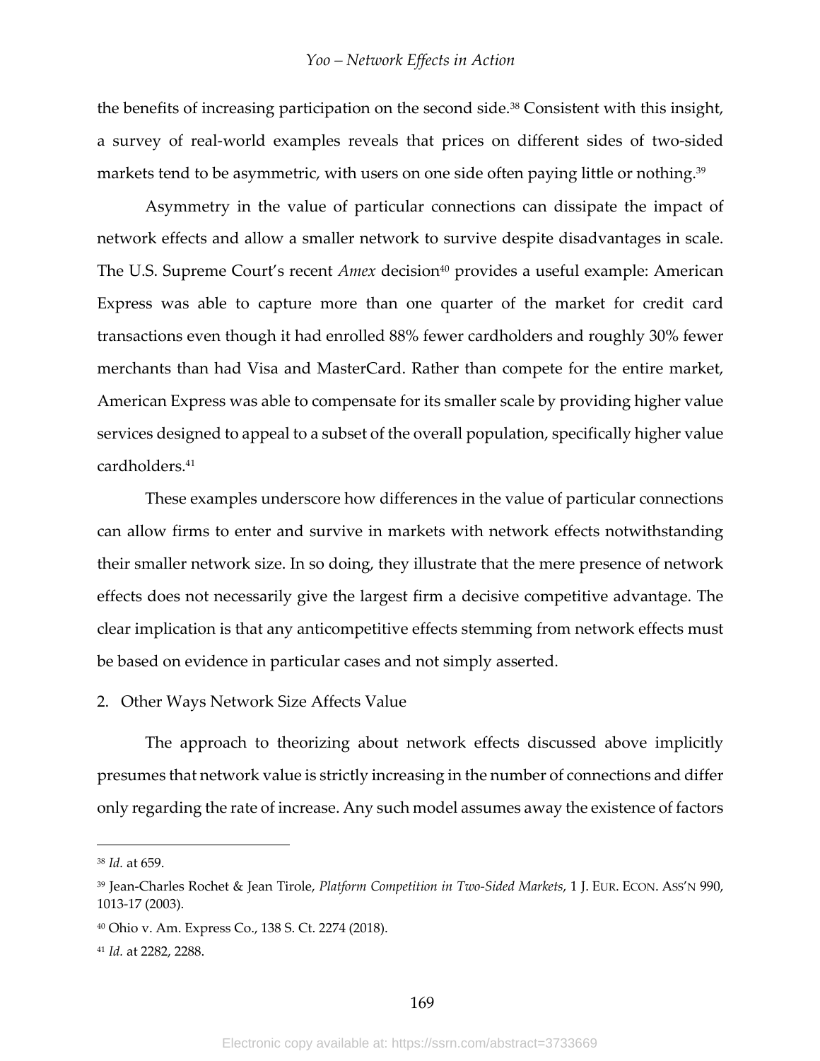the benefits of increasing participation on the second side.[38] Consistent with this insight, a survey of real-world examples reveals that prices on different sides of two-sided markets tend to be asymmetric, with users on one side often paying little or nothing.[39]

Asymmetry in the value of particular connections can dissipate the impact of network effects and allow a smaller network to survive despite disadvantages in scale. The U.S. Supreme Court's recent *Amex* decision[40] provides a useful example: American Express was able to capture more than one quarter of the market for credit card transactions even though it had enrolled 88% fewer cardholders and roughly 30% fewer merchants than had Visa and MasterCard. Rather than compete for the entire market, American Express was able to compensate for its smaller scale by providing higher value services designed to appeal to a subset of the overall population, specifically higher value cardholders.[41]

These examples underscore how differences in the value of particular connections can allow firms to enter and survive in markets with network effects notwithstanding their smaller network size. In so doing, they illustrate that the mere presence of network effects does not necessarily give the largest firm a decisive competitive advantage. The clear implication is that any anticompetitive effects stemming from network effects must be based on evidence in particular cases and not simply asserted.

2. Other Ways Network Size Affects Value

The approach to theorizing about network effects discussed above implicitly presumes that network value is strictly increasing in the number of connections and differ only regarding the rate of increase. Any such model assumes away the existence of factors

---

[38] *Id.* at 659.

[39] Jean-Charles Rochet & Jean Tirole, *Platform Competition in Two-Sided Markets*, 1 J. EUR. ECON. ASS'N 990, 1013-17 (2003).

[40] Ohio v. Am. Express Co., 138 S. Ct. 2274 (2018).

[41] *Id.* at 2282, 2288.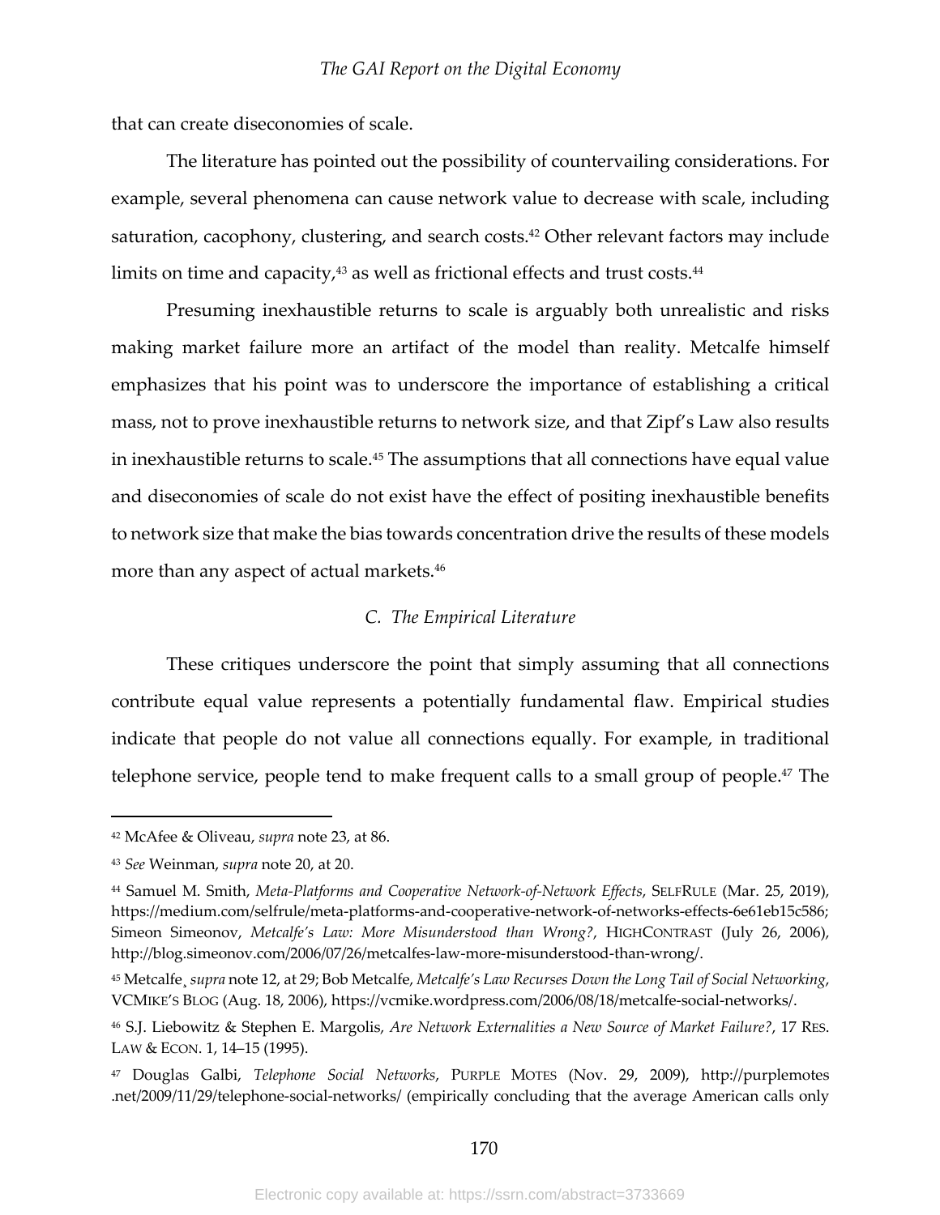that can create diseconomies of scale.

The literature has pointed out the possibility of countervailing considerations. For example, several phenomena can cause network value to decrease with scale, including saturation, cacophony, clustering, and search costs.[42] Other relevant factors may include limits on time and capacity,[43] as well as frictional effects and trust costs.[44]

Presuming inexhaustible returns to scale is arguably both unrealistic and risks making market failure more an artifact of the model than reality. Metcalfe himself emphasizes that his point was to underscore the importance of establishing a critical mass, not to prove inexhaustible returns to network size, and that Zipf's Law also results in inexhaustible returns to scale.[45] The assumptions that all connections have equal value and diseconomies of scale do not exist have the effect of positing inexhaustible benefits to network size that make the bias towards concentration drive the results of these models more than any aspect of actual markets.[46]

### *C. The Empirical Literature*

These critiques underscore the point that simply assuming that all connections contribute equal value represents a potentially fundamental flaw. Empirical studies indicate that people do not value all connections equally. For example, in traditional telephone service, people tend to make frequent calls to a small group of people.[47] The

---

[42] McAfee & Oliveau, *supra* note 23, at 86.

[43] *See* Weinman, *supra* note 20, at 20.

[44] Samuel M. Smith, *Meta-Platforms and Cooperative Network-of-Network Effects*, SELFRULE (Mar. 25, 2019), https://medium.com/selfrule/meta-platforms-and-cooperative-network-of-networks-effects-6e61eb15c586; Simeon Simeonov, *Metcalfe's Law: More Misunderstood than Wrong?*, HIGHCONTRAST (July 26, 2006), http://blog.simeonov.com/2006/07/26/metcalfes-law-more-misunderstood-than-wrong/.

[45] Metcalfe¸ *supra* note 12, at 29; Bob Metcalfe, *Metcalfe's Law Recurses Down the Long Tail of Social Networking*, VCMIKE'S BLOG (Aug. 18, 2006), https://vcmike.wordpress.com/2006/08/18/metcalfe-social-networks/.

[46] S.J. Liebowitz & Stephen E. Margolis, *Are Network Externalities a New Source of Market Failure?*, 17 RES. LAW & ECON. 1, 14–15 (1995).

[47] Douglas Galbi, *Telephone Social Networks*, PURPLE MOTES (Nov. 29, 2009), http://purplemotes.net/2009/11/29/telephone-social-networks/ (empirically concluding that the average American calls only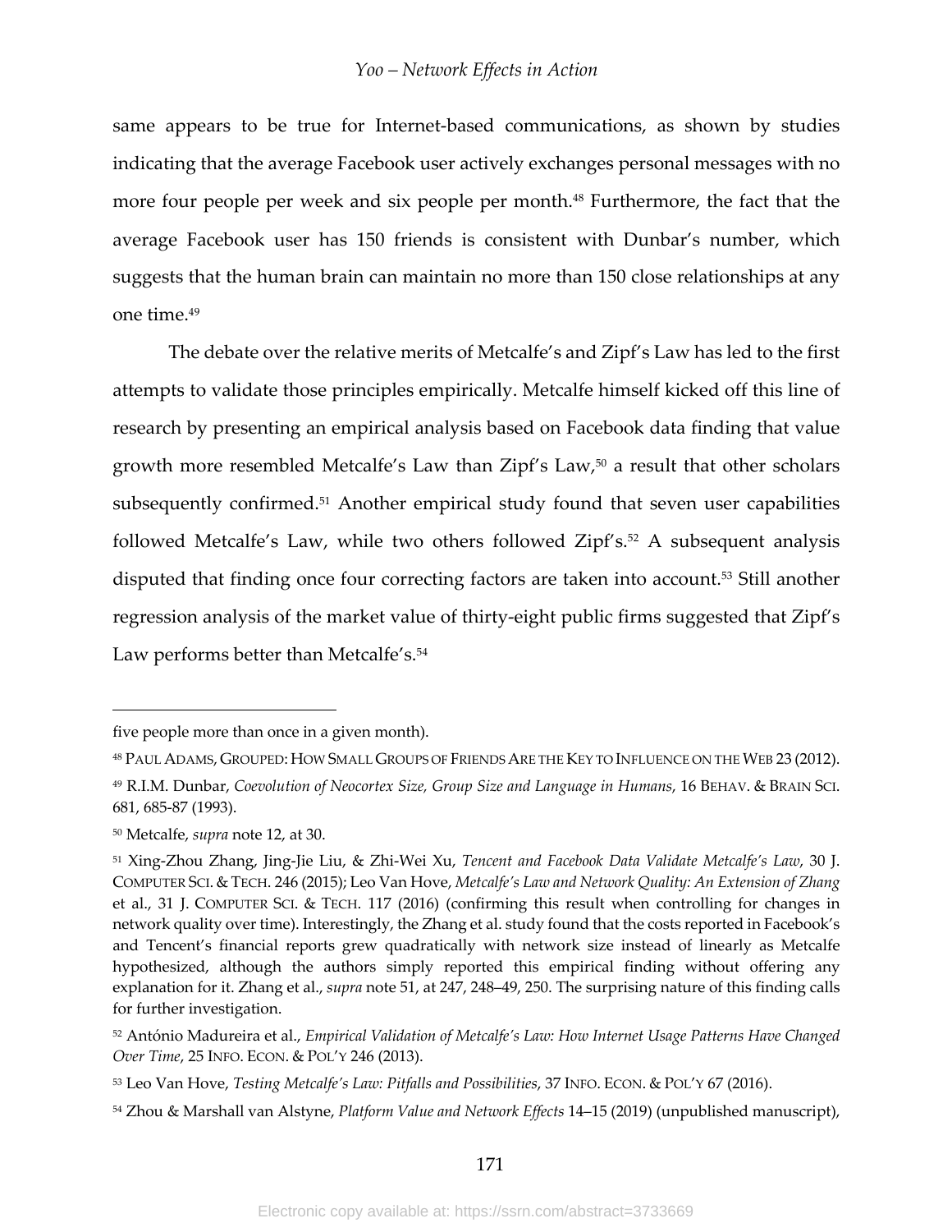same appears to be true for Internet-based communications, as shown by studies indicating that the average Facebook user actively exchanges personal messages with no more four people per week and six people per month.[48] Furthermore, the fact that the average Facebook user has 150 friends is consistent with Dunbar's number, which suggests that the human brain can maintain no more than 150 close relationships at any one time.[49]

The debate over the relative merits of Metcalfe's and Zipf's Law has led to the first attempts to validate those principles empirically. Metcalfe himself kicked off this line of research by presenting an empirical analysis based on Facebook data finding that value growth more resembled Metcalfe's Law than Zipf's Law,[50] a result that other scholars subsequently confirmed.[51] Another empirical study found that seven user capabilities followed Metcalfe's Law, while two others followed Zipf's.[52] A subsequent analysis disputed that finding once four correcting factors are taken into account.[53] Still another regression analysis of the market value of thirty-eight public firms suggested that Zipf's Law performs better than Metcalfe's.[54]

---

five people more than once in a given month).

[48] PAUL ADAMS, GROUPED: HOW SMALL GROUPS OF FRIENDS ARE THE KEY TO INFLUENCE ON THE WEB 23 (2012).

[49] R.I.M. Dunbar, *Coevolution of Neocortex Size, Group Size and Language in Humans*, 16 BEHAV. & BRAIN SCI. 681, 685-87 (1993).

[50] Metcalfe, *supra* note 12, at 30.

[51] Xing-Zhou Zhang, Jing-Jie Liu, & Zhi-Wei Xu, *Tencent and Facebook Data Validate Metcalfe's Law*, 30 J. COMPUTER SCI. & TECH. 246 (2015); Leo Van Hove, *Metcalfe's Law and Network Quality: An Extension of Zhang* et al., 31 J. COMPUTER SCI. & TECH. 117 (2016) (confirming this result when controlling for changes in network quality over time). Interestingly, the Zhang et al. study found that the costs reported in Facebook's and Tencent's financial reports grew quadratically with network size instead of linearly as Metcalfe hypothesized, although the authors simply reported this empirical finding without offering any explanation for it. Zhang et al., *supra* note 51, at 247, 248–49, 250. The surprising nature of this finding calls for further investigation.

[52] António Madureira et al., *Empirical Validation of Metcalfe's Law: How Internet Usage Patterns Have Changed Over Time*, 25 INFO. ECON. & POL'Y 246 (2013).

[53] Leo Van Hove, *Testing Metcalfe's Law: Pitfalls and Possibilities*, 37 INFO. ECON. & POL'Y 67 (2016).

[54] Zhou & Marshall van Alstyne, *Platform Value and Network Effects* 14–15 (2019) (unpublished manuscript),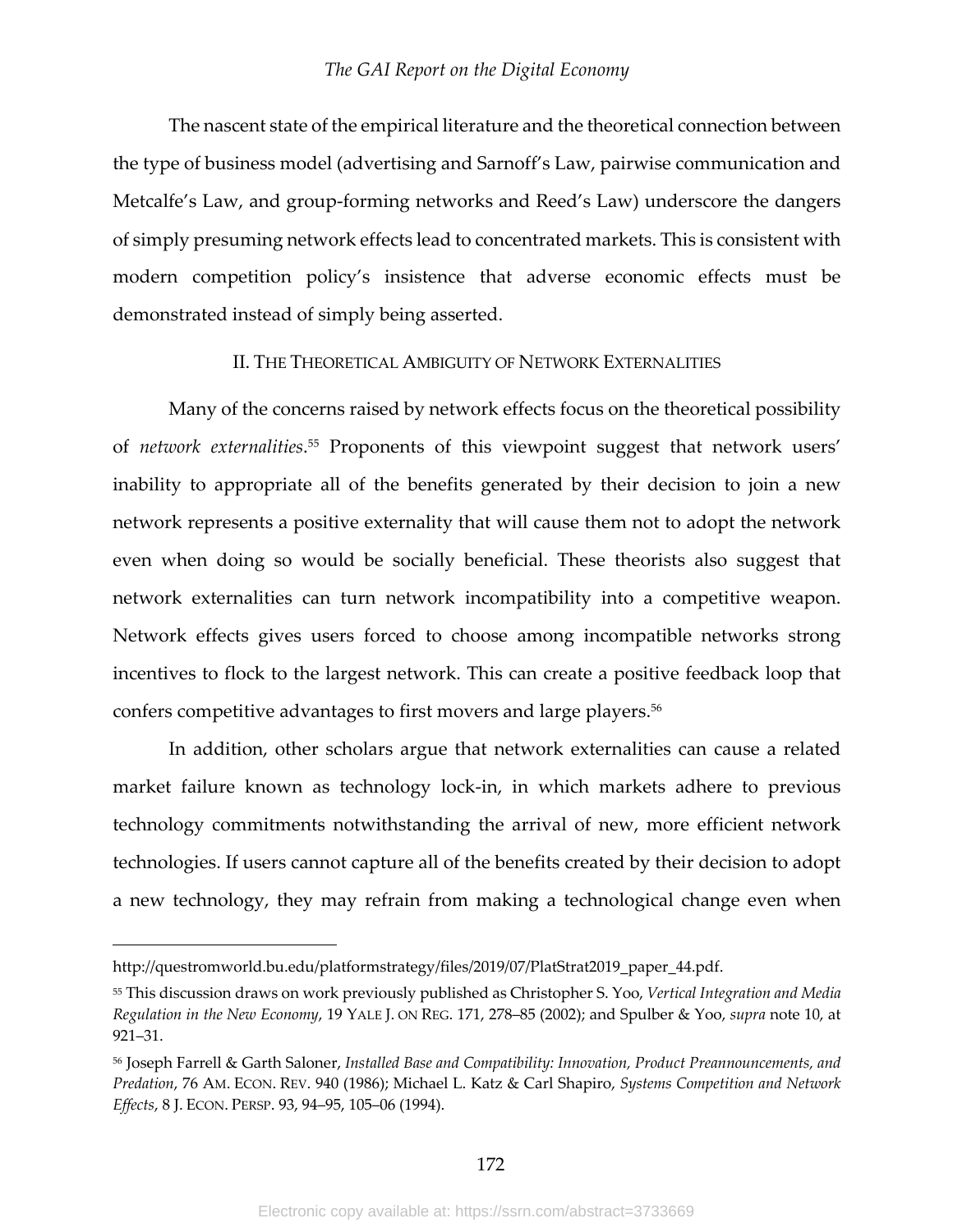The nascent state of the empirical literature and the theoretical connection between the type of business model (advertising and Sarnoff's Law, pairwise communication and Metcalfe's Law, and group-forming networks and Reed's Law) underscore the dangers of simply presuming network effects lead to concentrated markets. This is consistent with modern competition policy's insistence that adverse economic effects must be demonstrated instead of simply being asserted.

## II. THE THEORETICAL AMBIGUITY OF NETWORK EXTERNALITIES

Many of the concerns raised by network effects focus on the theoretical possibility of *network externalities*.[55] Proponents of this viewpoint suggest that network users' inability to appropriate all of the benefits generated by their decision to join a new network represents a positive externality that will cause them not to adopt the network even when doing so would be socially beneficial. These theorists also suggest that network externalities can turn network incompatibility into a competitive weapon. Network effects gives users forced to choose among incompatible networks strong incentives to flock to the largest network. This can create a positive feedback loop that confers competitive advantages to first movers and large players.[56]

In addition, other scholars argue that network externalities can cause a related market failure known as technology lock-in, in which markets adhere to previous technology commitments notwithstanding the arrival of new, more efficient network technologies. If users cannot capture all of the benefits created by their decision to adopt a new technology, they may refrain from making a technological change even when

---

http://questromworld.bu.edu/platformstrategy/files/2019/07/PlatStrat2019_paper_44.pdf.

[55] This discussion draws on work previously published as Christopher S. Yoo, *Vertical Integration and Media Regulation in the New Economy*, 19 YALE J. ON REG. 171, 278–85 (2002); and Spulber & Yoo, *supra* note 10, at 921–31.

[56] Joseph Farrell & Garth Saloner, *Installed Base and Compatibility: Innovation, Product Preannouncements, and Predation*, 76 AM. ECON. REV. 940 (1986); Michael L. Katz & Carl Shapiro, *Systems Competition and Network Effects*, 8 J. ECON. PERSP. 93, 94–95, 105–06 (1994).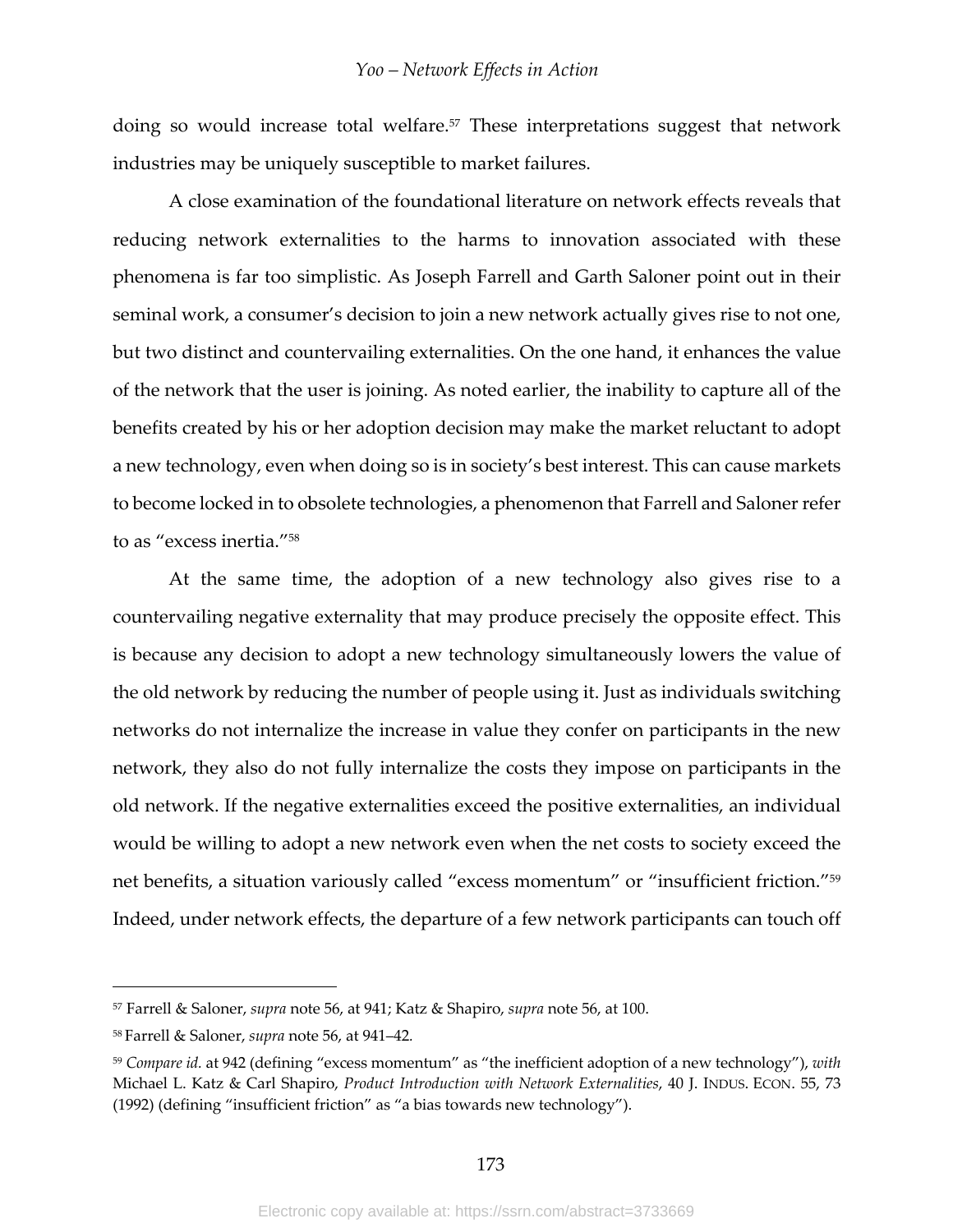doing so would increase total welfare.[57] These interpretations suggest that network industries may be uniquely susceptible to market failures.

A close examination of the foundational literature on network effects reveals that reducing network externalities to the harms to innovation associated with these phenomena is far too simplistic. As Joseph Farrell and Garth Saloner point out in their seminal work, a consumer's decision to join a new network actually gives rise to not one, but two distinct and countervailing externalities. On the one hand, it enhances the value of the network that the user is joining. As noted earlier, the inability to capture all of the benefits created by his or her adoption decision may make the market reluctant to adopt a new technology, even when doing so is in society's best interest. This can cause markets to become locked in to obsolete technologies, a phenomenon that Farrell and Saloner refer to as "excess inertia."[58]

At the same time, the adoption of a new technology also gives rise to a countervailing negative externality that may produce precisely the opposite effect. This is because any decision to adopt a new technology simultaneously lowers the value of the old network by reducing the number of people using it. Just as individuals switching networks do not internalize the increase in value they confer on participants in the new network, they also do not fully internalize the costs they impose on participants in the old network. If the negative externalities exceed the positive externalities, an individual would be willing to adopt a new network even when the net costs to society exceed the net benefits, a situation variously called "excess momentum" or "insufficient friction."[59] Indeed, under network effects, the departure of a few network participants can touch off

---

[57] Farrell & Saloner, *supra* note 56, at 941; Katz & Shapiro, *supra* note 56, at 100.

[58] Farrell & Saloner, *supra* note 56, at 941–42.

[59] *Compare id.* at 942 (defining "excess momentum" as "the inefficient adoption of a new technology"), *with* Michael L. Katz & Carl Shapiro, *Product Introduction with Network Externalities*, 40 J. INDUS. ECON. 55, 73 (1992) (defining "insufficient friction" as "a bias towards new technology").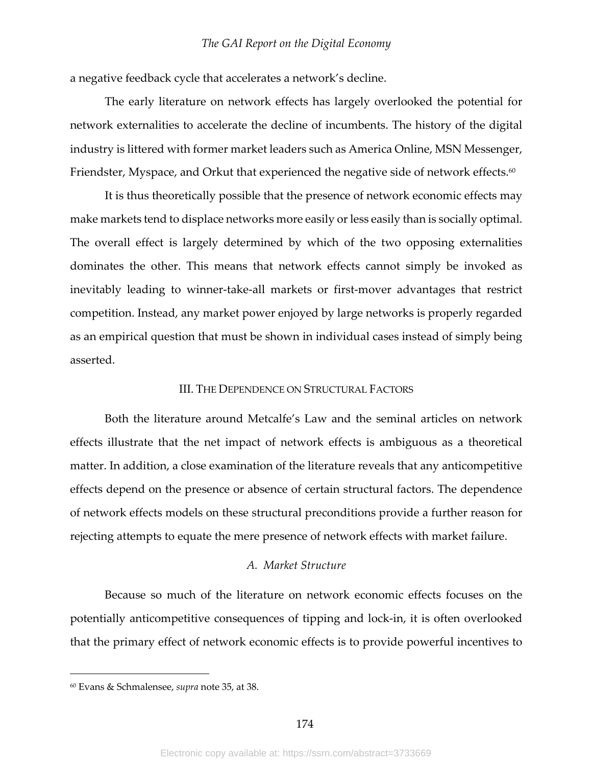a negative feedback cycle that accelerates a network's decline.

The early literature on network effects has largely overlooked the potential for network externalities to accelerate the decline of incumbents. The history of the digital industry is littered with former market leaders such as America Online, MSN Messenger, Friendster, Myspace, and Orkut that experienced the negative side of network effects.[60]

It is thus theoretically possible that the presence of network economic effects may make markets tend to displace networks more easily or less easily than is socially optimal. The overall effect is largely determined by which of the two opposing externalities dominates the other. This means that network effects cannot simply be invoked as inevitably leading to winner-take-all markets or first-mover advantages that restrict competition. Instead, any market power enjoyed by large networks is properly regarded as an empirical question that must be shown in individual cases instead of simply being asserted.

## III. The Dependence on Structural Factors

Both the literature around Metcalfe's Law and the seminal articles on network effects illustrate that the net impact of network effects is ambiguous as a theoretical matter. In addition, a close examination of the literature reveals that any anticompetitive effects depend on the presence or absence of certain structural factors. The dependence of network effects models on these structural preconditions provide a further reason for rejecting attempts to equate the mere presence of network effects with market failure.

### *A. Market Structure*

Because so much of the literature on network economic effects focuses on the potentially anticompetitive consequences of tipping and lock-in, it is often overlooked that the primary effect of network economic effects is to provide powerful incentives to

---

[60] Evans & Schmalensee, *supra* note 35, at 38.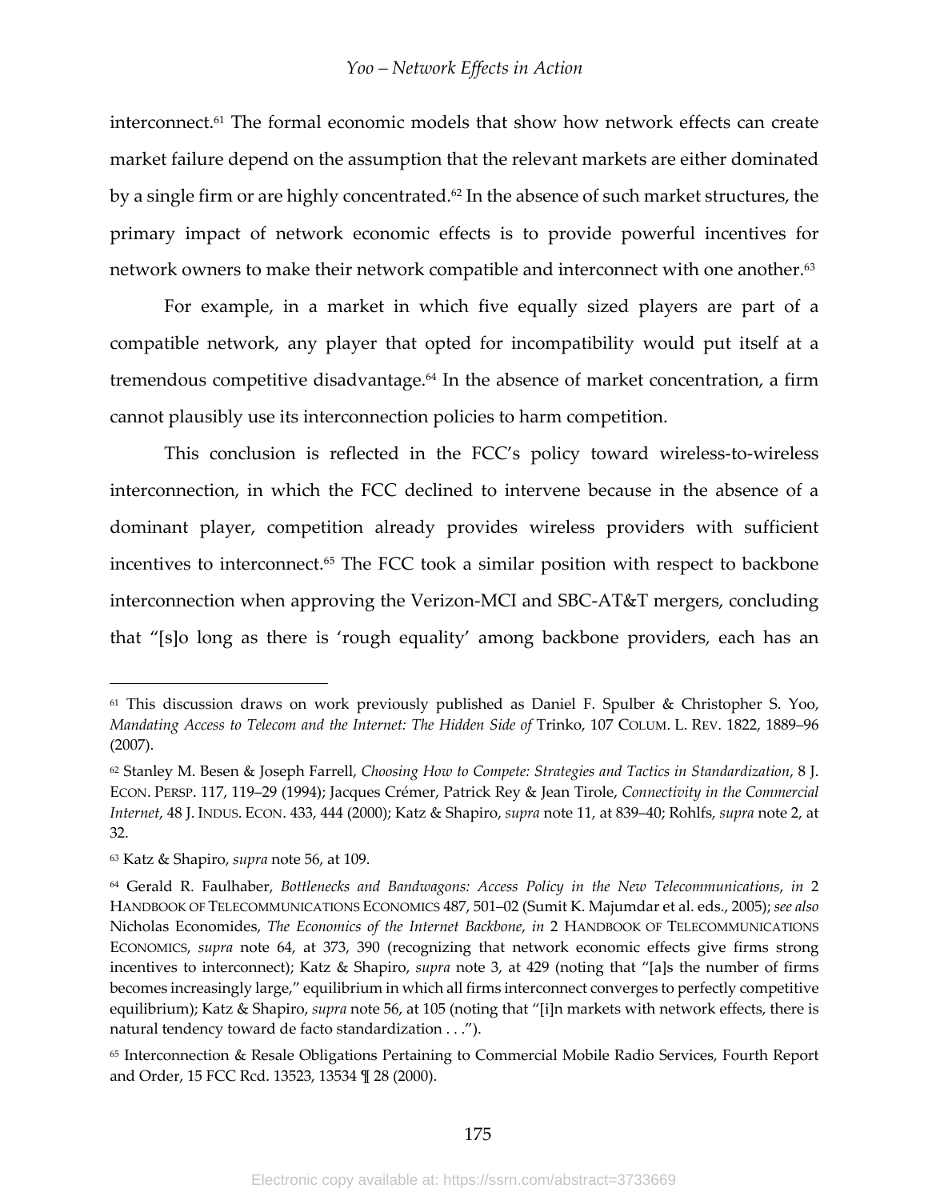interconnect.[61] The formal economic models that show how network effects can create market failure depend on the assumption that the relevant markets are either dominated by a single firm or are highly concentrated.[62] In the absence of such market structures, the primary impact of network economic effects is to provide powerful incentives for network owners to make their network compatible and interconnect with one another.[63]

For example, in a market in which five equally sized players are part of a compatible network, any player that opted for incompatibility would put itself at a tremendous competitive disadvantage.[64] In the absence of market concentration, a firm cannot plausibly use its interconnection policies to harm competition.

This conclusion is reflected in the FCC's policy toward wireless-to-wireless interconnection, in which the FCC declined to intervene because in the absence of a dominant player, competition already provides wireless providers with sufficient incentives to interconnect.[65] The FCC took a similar position with respect to backbone interconnection when approving the Verizon-MCI and SBC-AT&T mergers, concluding that "[s]o long as there is 'rough equality' among backbone providers, each has an

---

[61] This discussion draws on work previously published as Daniel F. Spulber & Christopher S. Yoo, *Mandating Access to Telecom and the Internet: The Hidden Side of* Trinko, 107 COLUM. L. REV. 1822, 1889–96 (2007).

[62] Stanley M. Besen & Joseph Farrell, *Choosing How to Compete: Strategies and Tactics in Standardization*, 8 J. ECON. PERSP. 117, 119–29 (1994); Jacques Crémer, Patrick Rey & Jean Tirole, *Connectivity in the Commercial Internet*, 48 J. INDUS. ECON. 433, 444 (2000); Katz & Shapiro, *supra* note 11, at 839–40; Rohlfs, *supra* note 2, at 32.

[63] Katz & Shapiro, *supra* note 56, at 109.

[64] Gerald R. Faulhaber, *Bottlenecks and Bandwagons: Access Policy in the New Telecommunications*, *in* 2 HANDBOOK OF TELECOMMUNICATIONS ECONOMICS 487, 501–02 (Sumit K. Majumdar et al. eds., 2005); *see also* Nicholas Economides, *The Economics of the Internet Backbone*, *in* 2 HANDBOOK OF TELECOMMUNICATIONS ECONOMICS, *supra* note 64, at 373, 390 (recognizing that network economic effects give firms strong incentives to interconnect); Katz & Shapiro, *supra* note 3, at 429 (noting that "[a]s the number of firms becomes increasingly large," equilibrium in which all firms interconnect converges to perfectly competitive equilibrium); Katz & Shapiro, *supra* note 56, at 105 (noting that "[i]n markets with network effects, there is natural tendency toward de facto standardization . . .").

[65] Interconnection & Resale Obligations Pertaining to Commercial Mobile Radio Services, Fourth Report and Order, 15 FCC Rcd. 13523, 13534 ¶ 28 (2000).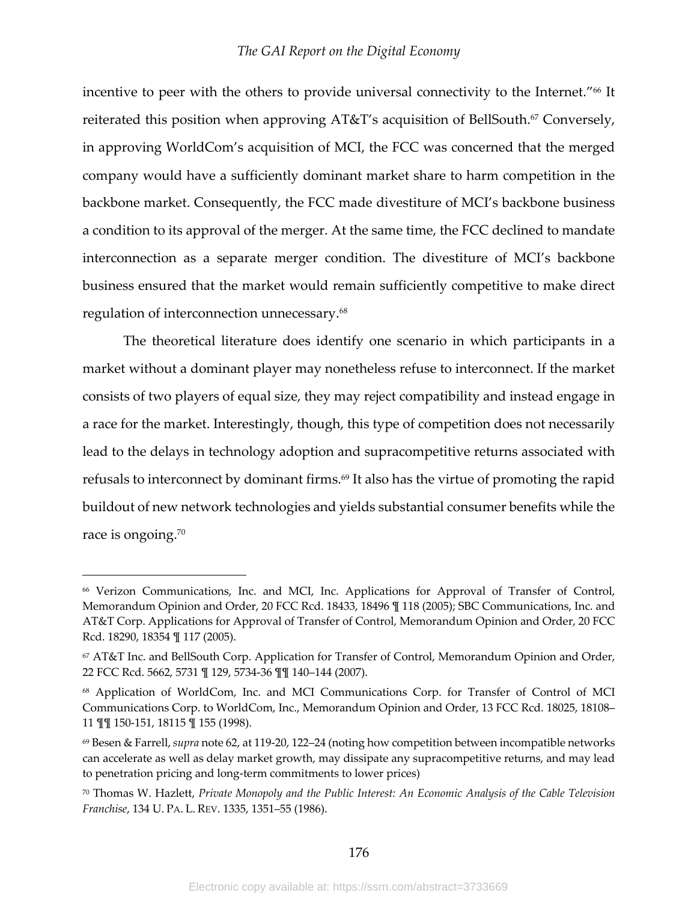incentive to peer with the others to provide universal connectivity to the Internet."[66] It reiterated this position when approving AT&T's acquisition of BellSouth.[67] Conversely, in approving WorldCom's acquisition of MCI, the FCC was concerned that the merged company would have a sufficiently dominant market share to harm competition in the backbone market. Consequently, the FCC made divestiture of MCI's backbone business a condition to its approval of the merger. At the same time, the FCC declined to mandate interconnection as a separate merger condition. The divestiture of MCI's backbone business ensured that the market would remain sufficiently competitive to make direct regulation of interconnection unnecessary.[68]

The theoretical literature does identify one scenario in which participants in a market without a dominant player may nonetheless refuse to interconnect. If the market consists of two players of equal size, they may reject compatibility and instead engage in a race for the market. Interestingly, though, this type of competition does not necessarily lead to the delays in technology adoption and supracompetitive returns associated with refusals to interconnect by dominant firms.[69] It also has the virtue of promoting the rapid buildout of new network technologies and yields substantial consumer benefits while the race is ongoing.[70]

---

[66] Verizon Communications, Inc. and MCI, Inc. Applications for Approval of Transfer of Control, Memorandum Opinion and Order, 20 FCC Rcd. 18433, 18496 ¶ 118 (2005); SBC Communications, Inc. and AT&T Corp. Applications for Approval of Transfer of Control, Memorandum Opinion and Order, 20 FCC Rcd. 18290, 18354 ¶ 117 (2005).

[67] AT&T Inc. and BellSouth Corp. Application for Transfer of Control, Memorandum Opinion and Order, 22 FCC Rcd. 5662, 5731 ¶ 129, 5734-36 ¶¶ 140–144 (2007).

[68] Application of WorldCom, Inc. and MCI Communications Corp. for Transfer of Control of MCI Communications Corp. to WorldCom, Inc., Memorandum Opinion and Order, 13 FCC Rcd. 18025, 18108–11 ¶¶ 150-151, 18115 ¶ 155 (1998).

[69] Besen & Farrell, *supra* note 62, at 119-20, 122–24 (noting how competition between incompatible networks can accelerate as well as delay market growth, may dissipate any supracompetitive returns, and may lead to penetration pricing and long-term commitments to lower prices)

[70] Thomas W. Hazlett, *Private Monopoly and the Public Interest: An Economic Analysis of the Cable Television Franchise*, 134 U. PA. L. REV. 1335, 1351–55 (1986).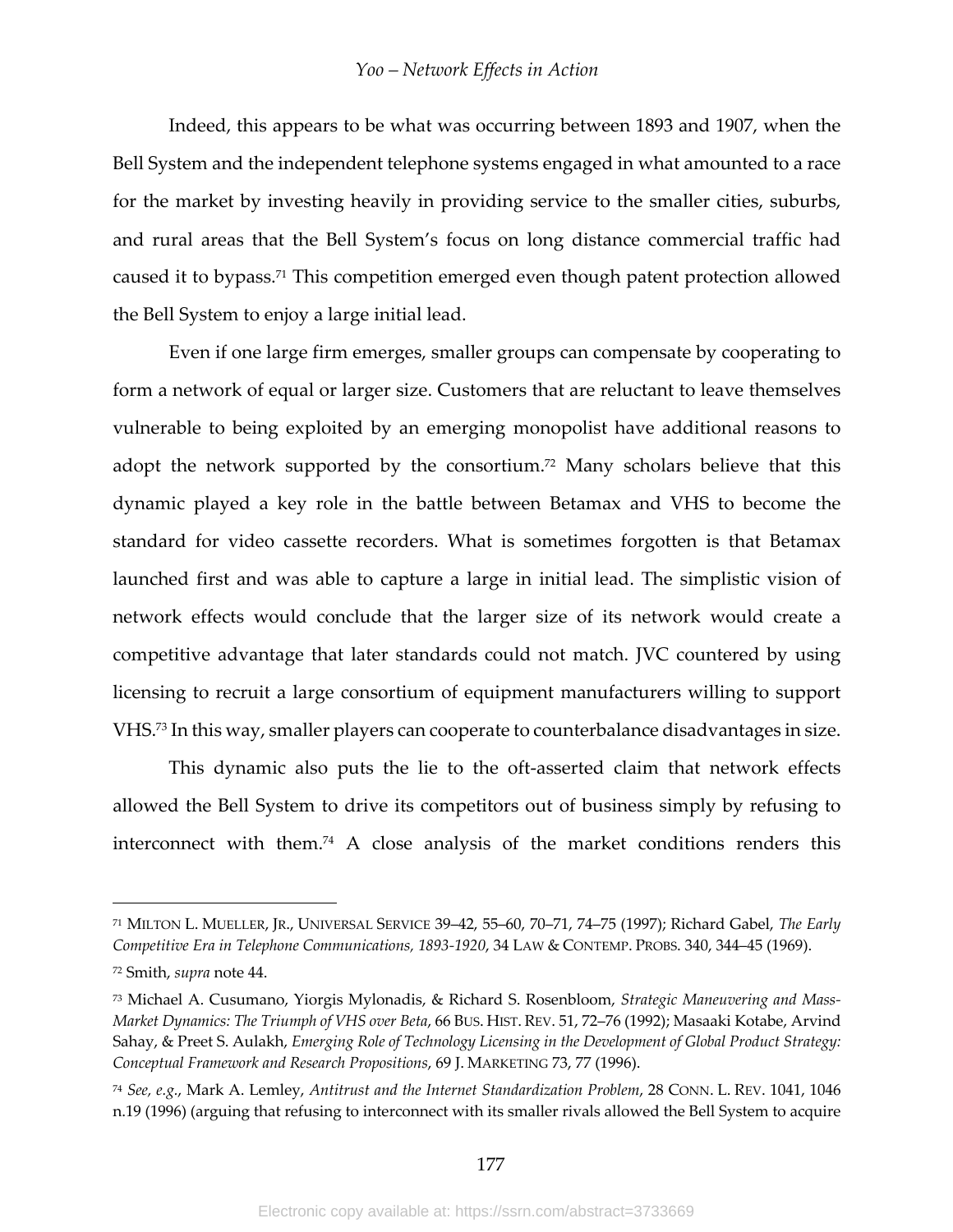Indeed, this appears to be what was occurring between 1893 and 1907, when the Bell System and the independent telephone systems engaged in what amounted to a race for the market by investing heavily in providing service to the smaller cities, suburbs, and rural areas that the Bell System's focus on long distance commercial traffic had caused it to bypass.[71] This competition emerged even though patent protection allowed the Bell System to enjoy a large initial lead.

Even if one large firm emerges, smaller groups can compensate by cooperating to form a network of equal or larger size. Customers that are reluctant to leave themselves vulnerable to being exploited by an emerging monopolist have additional reasons to adopt the network supported by the consortium.[72] Many scholars believe that this dynamic played a key role in the battle between Betamax and VHS to become the standard for video cassette recorders. What is sometimes forgotten is that Betamax launched first and was able to capture a large in initial lead. The simplistic vision of network effects would conclude that the larger size of its network would create a competitive advantage that later standards could not match. JVC countered by using licensing to recruit a large consortium of equipment manufacturers willing to support VHS.[73] In this way, smaller players can cooperate to counterbalance disadvantages in size.

This dynamic also puts the lie to the oft-asserted claim that network effects allowed the Bell System to drive its competitors out of business simply by refusing to interconnect with them.[74] A close analysis of the market conditions renders this

---

[71] MILTON L. MUELLER, JR., UNIVERSAL SERVICE 39–42, 55–60, 70–71, 74–75 (1997); Richard Gabel, *The Early Competitive Era in Telephone Communications, 1893-1920*, 34 LAW & CONTEMP. PROBS. 340, 344–45 (1969).

[72] Smith, *supra* note 44.

[73] Michael A. Cusumano, Yiorgis Mylonadis, & Richard S. Rosenbloom, *Strategic Maneuvering and Mass-Market Dynamics: The Triumph of VHS over Beta*, 66 BUS. HIST. REV. 51, 72–76 (1992); Masaaki Kotabe, Arvind Sahay, & Preet S. Aulakh, *Emerging Role of Technology Licensing in the Development of Global Product Strategy: Conceptual Framework and Research Propositions*, 69 J. MARKETING 73, 77 (1996).

[74] *See, e.g.*, Mark A. Lemley, *Antitrust and the Internet Standardization Problem*, 28 CONN. L. REV. 1041, 1046 n.19 (1996) (arguing that refusing to interconnect with its smaller rivals allowed the Bell System to acquire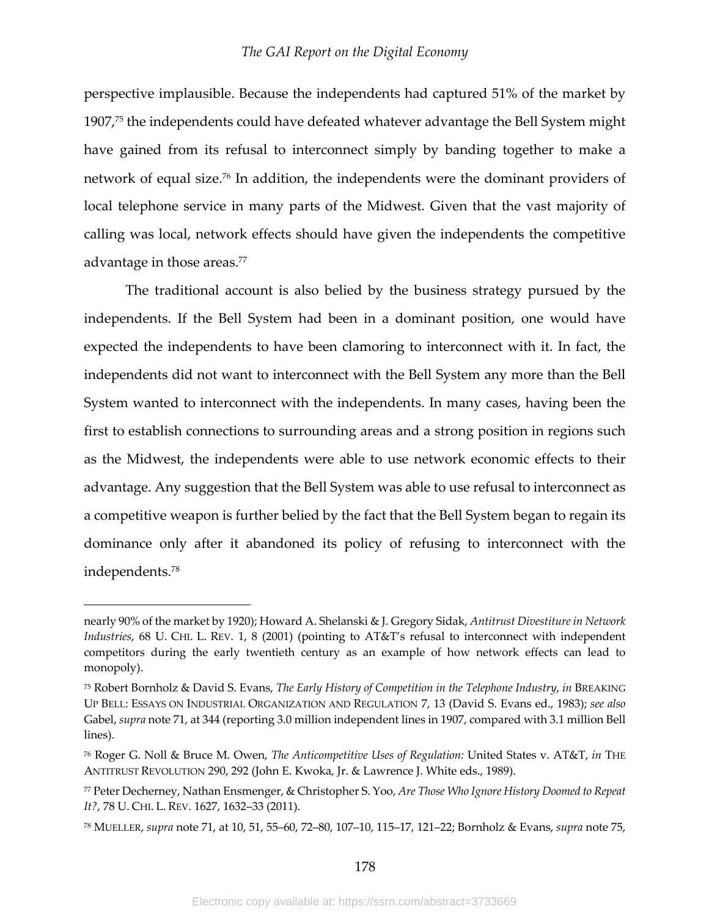perspective implausible. Because the independents had captured 51% of the market by 1907,[75] the independents could have defeated whatever advantage the Bell System might have gained from its refusal to interconnect simply by banding together to make a network of equal size.[76] In addition, the independents were the dominant providers of local telephone service in many parts of the Midwest. Given that the vast majority of calling was local, network effects should have given the independents the competitive advantage in those areas.[77]

The traditional account is also belied by the business strategy pursued by the independents. If the Bell System had been in a dominant position, one would have expected the independents to have been clamoring to interconnect with it. In fact, the independents did not want to interconnect with the Bell System any more than the Bell System wanted to interconnect with the independents. In many cases, having been the first to establish connections to surrounding areas and a strong position in regions such as the Midwest, the independents were able to use network economic effects to their advantage. Any suggestion that the Bell System was able to use refusal to interconnect as a competitive weapon is further belied by the fact that the Bell System began to regain its dominance only after it abandoned its policy of refusing to interconnect with the independents.[78]

---

nearly 90% of the market by 1920); Howard A. Shelanski & J. Gregory Sidak, *Antitrust Divestiture in Network Industries*, 68 U. CHI. L. REV. 1, 8 (2001) (pointing to AT&T's refusal to interconnect with independent competitors during the early twentieth century as an example of how network effects can lead to monopoly).

[75] Robert Bornholz & David S. Evans, *The Early History of Competition in the Telephone Industry*, *in* BREAKING UP BELL: ESSAYS ON INDUSTRIAL ORGANIZATION AND REGULATION 7, 13 (David S. Evans ed., 1983); *see also* Gabel, *supra* note 71, at 344 (reporting 3.0 million independent lines in 1907, compared with 3.1 million Bell lines).

[76] Roger G. Noll & Bruce M. Owen, *The Anticompetitive Uses of Regulation:* United States v. AT&T, *in* THE ANTITRUST REVOLUTION 290, 292 (John E. Kwoka, Jr. & Lawrence J. White eds., 1989).

[77] Peter Decherney, Nathan Ensmenger, & Christopher S. Yoo, *Are Those Who Ignore History Doomed to Repeat It?*, 78 U. CHI. L. REV. 1627, 1632–33 (2011).

[78] MUELLER, *supra* note 71, at 10, 51, 55–60, 72–80, 107–10, 115–17, 121–22; Bornholz & Evans, *supra* note 75,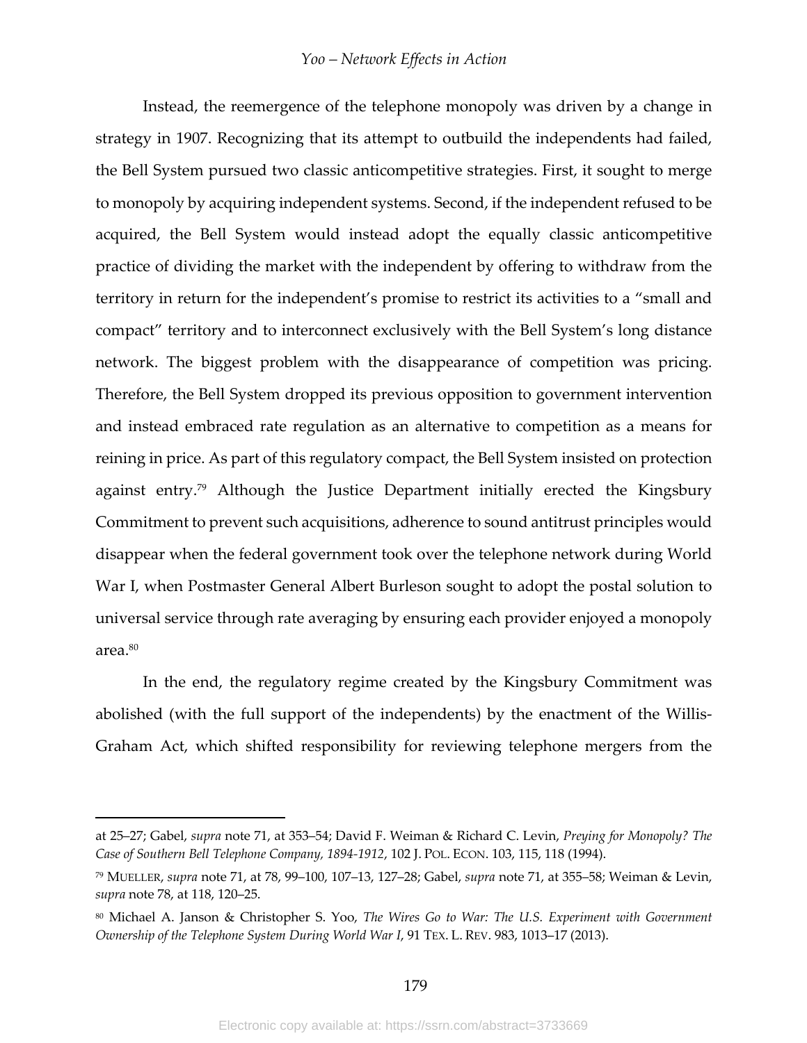Instead, the reemergence of the telephone monopoly was driven by a change in strategy in 1907. Recognizing that its attempt to outbuild the independents had failed, the Bell System pursued two classic anticompetitive strategies. First, it sought to merge to monopoly by acquiring independent systems. Second, if the independent refused to be acquired, the Bell System would instead adopt the equally classic anticompetitive practice of dividing the market with the independent by offering to withdraw from the territory in return for the independent's promise to restrict its activities to a "small and compact" territory and to interconnect exclusively with the Bell System's long distance network. The biggest problem with the disappearance of competition was pricing. Therefore, the Bell System dropped its previous opposition to government intervention and instead embraced rate regulation as an alternative to competition as a means for reining in price. As part of this regulatory compact, the Bell System insisted on protection against entry.[79] Although the Justice Department initially erected the Kingsbury Commitment to prevent such acquisitions, adherence to sound antitrust principles would disappear when the federal government took over the telephone network during World War I, when Postmaster General Albert Burleson sought to adopt the postal solution to universal service through rate averaging by ensuring each provider enjoyed a monopoly area.[80]

In the end, the regulatory regime created by the Kingsbury Commitment was abolished (with the full support of the independents) by the enactment of the Willis-Graham Act, which shifted responsibility for reviewing telephone mergers from the

---

at 25–27; Gabel, *supra* note 71, at 353–54; David F. Weiman & Richard C. Levin, *Preying for Monopoly? The Case of Southern Bell Telephone Company, 1894-1912*, 102 J. POL. ECON. 103, 115, 118 (1994).

[79] MUELLER, *supra* note 71, at 78, 99–100, 107–13, 127–28; Gabel, *supra* note 71, at 355–58; Weiman & Levin, *supra* note 78, at 118, 120–25.

[80] Michael A. Janson & Christopher S. Yoo, *The Wires Go to War: The U.S. Experiment with Government Ownership of the Telephone System During World War I*, 91 TEX. L. REV. 983, 1013–17 (2013).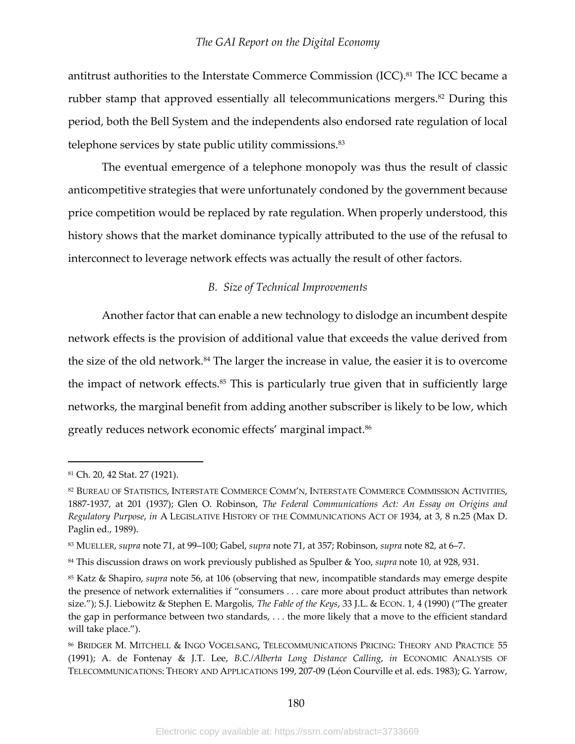antitrust authorities to the Interstate Commerce Commission (ICC).[81] The ICC became a rubber stamp that approved essentially all telecommunications mergers.[82] During this period, both the Bell System and the independents also endorsed rate regulation of local telephone services by state public utility commissions.[83]

The eventual emergence of a telephone monopoly was thus the result of classic anticompetitive strategies that were unfortunately condoned by the government because price competition would be replaced by rate regulation. When properly understood, this history shows that the market dominance typically attributed to the use of the refusal to interconnect to leverage network effects was actually the result of other factors.

### *B. Size of Technical Improvements*

Another factor that can enable a new technology to dislodge an incumbent despite network effects is the provision of additional value that exceeds the value derived from the size of the old network.[84] The larger the increase in value, the easier it is to overcome the impact of network effects.[85] This is particularly true given that in sufficiently large networks, the marginal benefit from adding another subscriber is likely to be low, which greatly reduces network economic effects' marginal impact.[86]

---

[81] Ch. 20, 42 Stat. 27 (1921).

[82] BUREAU OF STATISTICS, INTERSTATE COMMERCE COMM'N, INTERSTATE COMMERCE COMMISSION ACTIVITIES, 1887-1937, at 201 (1937); Glen O. Robinson, *The Federal Communications Act: An Essay on Origins and Regulatory Purpose*, *in* A LEGISLATIVE HISTORY OF THE COMMUNICATIONS ACT OF 1934, at 3, 8 n.25 (Max D. Paglin ed., 1989).

[83] MUELLER, *supra* note 71, at 99–100; Gabel, *supra* note 71, at 357; Robinson, *supra* note 82, at 6–7.

[84] This discussion draws on work previously published as Spulber & Yoo, *supra* note 10, at 928, 931.

[85] Katz & Shapiro, *supra* note 56, at 106 (observing that new, incompatible standards may emerge despite the presence of network externalities if "consumers . . . care more about product attributes than network size."); S.J. Liebowitz & Stephen E. Margolis, *The Fable of the Keys*, 33 J.L. & ECON. 1, 4 (1990) ("The greater the gap in performance between two standards, . . . the more likely that a move to the efficient standard will take place.").

[86] BRIDGER M. MITCHELL & INGO VOGELSANG, TELECOMMUNICATIONS PRICING: THEORY AND PRACTICE 55 (1991); A. de Fontenay & J.T. Lee, *B.C./Alberta Long Distance Calling*, *in* ECONOMIC ANALYSIS OF TELECOMMUNICATIONS: THEORY AND APPLICATIONS 199, 207-09 (Léon Courville et al. eds. 1983); G. Yarrow,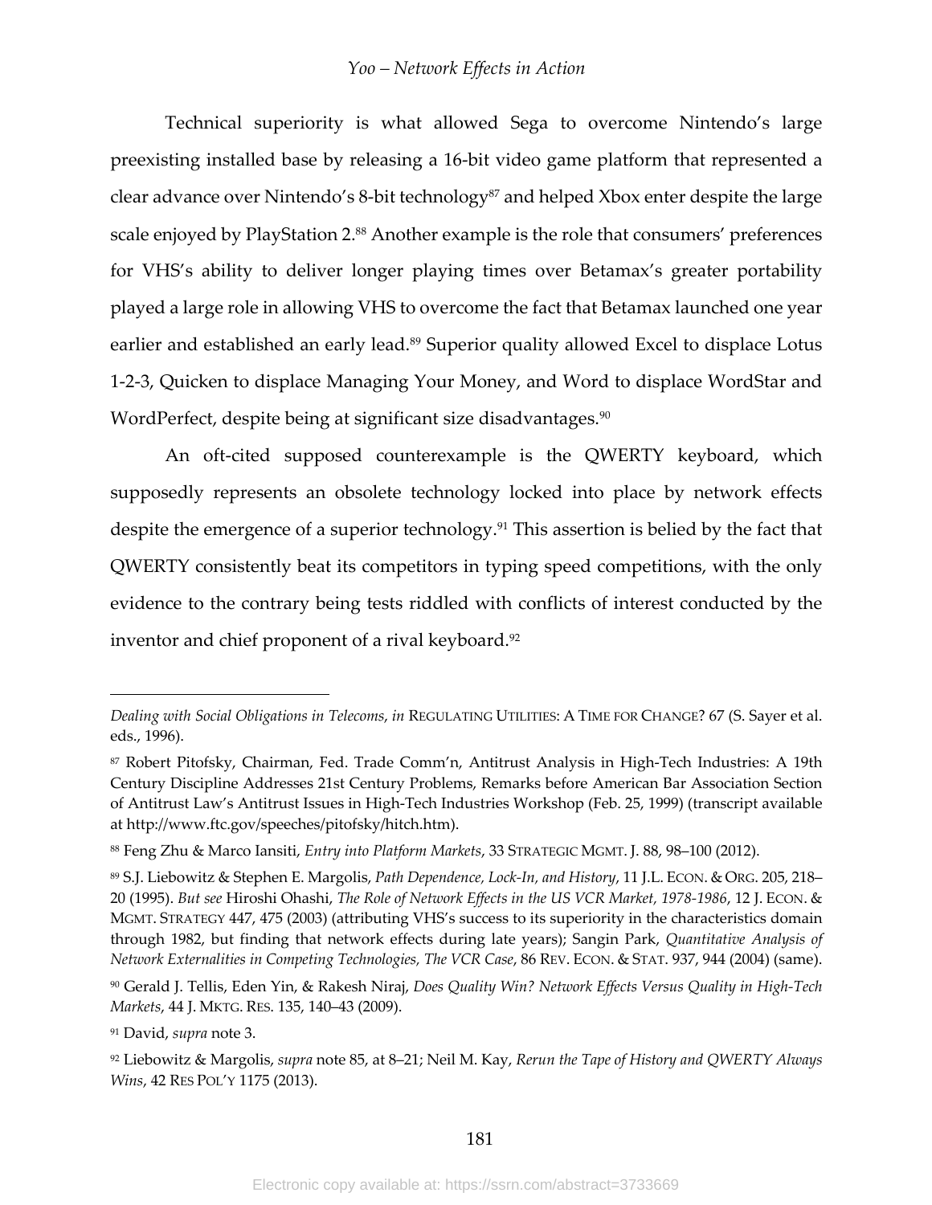Technical superiority is what allowed Sega to overcome Nintendo's large preexisting installed base by releasing a 16-bit video game platform that represented a clear advance over Nintendo's 8-bit technology[87] and helped Xbox enter despite the large scale enjoyed by PlayStation 2.[88] Another example is the role that consumers' preferences for VHS's ability to deliver longer playing times over Betamax's greater portability played a large role in allowing VHS to overcome the fact that Betamax launched one year earlier and established an early lead.[89] Superior quality allowed Excel to displace Lotus 1-2-3, Quicken to displace Managing Your Money, and Word to displace WordStar and WordPerfect, despite being at significant size disadvantages.[90]

An oft-cited supposed counterexample is the QWERTY keyboard, which supposedly represents an obsolete technology locked into place by network effects despite the emergence of a superior technology.[91] This assertion is belied by the fact that QWERTY consistently beat its competitors in typing speed competitions, with the only evidence to the contrary being tests riddled with conflicts of interest conducted by the inventor and chief proponent of a rival keyboard.[92]

---

*Dealing with Social Obligations in Telecoms*, *in* REGULATING UTILITIES: A TIME FOR CHANGE? 67 (S. Sayer et al. eds., 1996).

[87] Robert Pitofsky, Chairman, Fed. Trade Comm'n, Antitrust Analysis in High-Tech Industries: A 19th Century Discipline Addresses 21st Century Problems, Remarks before American Bar Association Section of Antitrust Law's Antitrust Issues in High-Tech Industries Workshop (Feb. 25, 1999) (transcript available at http://www.ftc.gov/speeches/pitofsky/hitch.htm).

[88] Feng Zhu & Marco Iansiti, *Entry into Platform Markets*, 33 STRATEGIC MGMT. J. 88, 98–100 (2012).

[89] S.J. Liebowitz & Stephen E. Margolis, *Path Dependence, Lock-In, and History*, 11 J.L. ECON. & ORG. 205, 218–20 (1995). *But see* Hiroshi Ohashi, *The Role of Network Effects in the US VCR Market, 1978-1986*, 12 J. ECON. & MGMT. STRATEGY 447, 475 (2003) (attributing VHS's success to its superiority in the characteristics domain through 1982, but finding that network effects during late years); Sangin Park, *Quantitative Analysis of Network Externalities in Competing Technologies, The VCR Case*, 86 REV. ECON. & STAT. 937, 944 (2004) (same).

[90] Gerald J. Tellis, Eden Yin, & Rakesh Niraj, *Does Quality Win? Network Effects Versus Quality in High-Tech Markets*, 44 J. MKTG. RES. 135, 140–43 (2009).

[91] David, *supra* note 3.

[92] Liebowitz & Margolis, *supra* note 85, at 8–21; Neil M. Kay, *Rerun the Tape of History and QWERTY Always Wins*, 42 RES POL'Y 1175 (2013).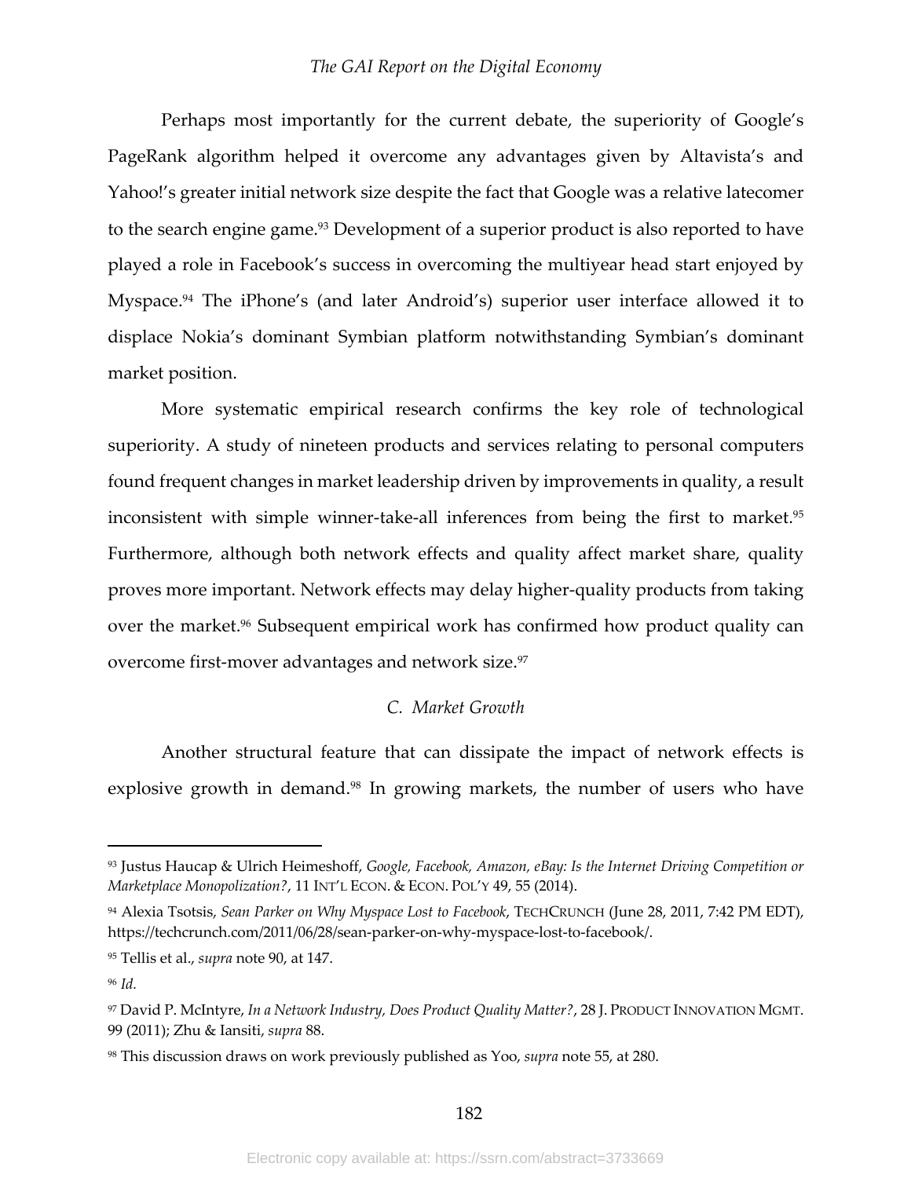Perhaps most importantly for the current debate, the superiority of Google's PageRank algorithm helped it overcome any advantages given by Altavista's and Yahoo!'s greater initial network size despite the fact that Google was a relative latecomer to the search engine game.[93] Development of a superior product is also reported to have played a role in Facebook's success in overcoming the multiyear head start enjoyed by Myspace.[94] The iPhone's (and later Android's) superior user interface allowed it to displace Nokia's dominant Symbian platform notwithstanding Symbian's dominant market position.

More systematic empirical research confirms the key role of technological superiority. A study of nineteen products and services relating to personal computers found frequent changes in market leadership driven by improvements in quality, a result inconsistent with simple winner-take-all inferences from being the first to market.[95] Furthermore, although both network effects and quality affect market share, quality proves more important. Network effects may delay higher-quality products from taking over the market.[96] Subsequent empirical work has confirmed how product quality can overcome first-mover advantages and network size.[97]

### *C. Market Growth*

Another structural feature that can dissipate the impact of network effects is explosive growth in demand.[98] In growing markets, the number of users who have

---

[93] Justus Haucap & Ulrich Heimeshoff, *Google, Facebook, Amazon, eBay: Is the Internet Driving Competition or Marketplace Monopolization?*, 11 INT'L ECON. & ECON. POL'Y 49, 55 (2014).

[94] Alexia Tsotsis, *Sean Parker on Why Myspace Lost to Facebook*, TECHCRUNCH (June 28, 2011, 7:42 PM EDT), https://techcrunch.com/2011/06/28/sean-parker-on-why-myspace-lost-to-facebook/.

[95] Tellis et al., *supra* note 90, at 147.

[96] *Id.*

[97] David P. McIntyre, *In a Network Industry, Does Product Quality Matter?*, 28 J. PRODUCT INNOVATION MGMT. 99 (2011); Zhu & Iansiti, *supra* 88.

[98] This discussion draws on work previously published as Yoo, *supra* note 55, at 280.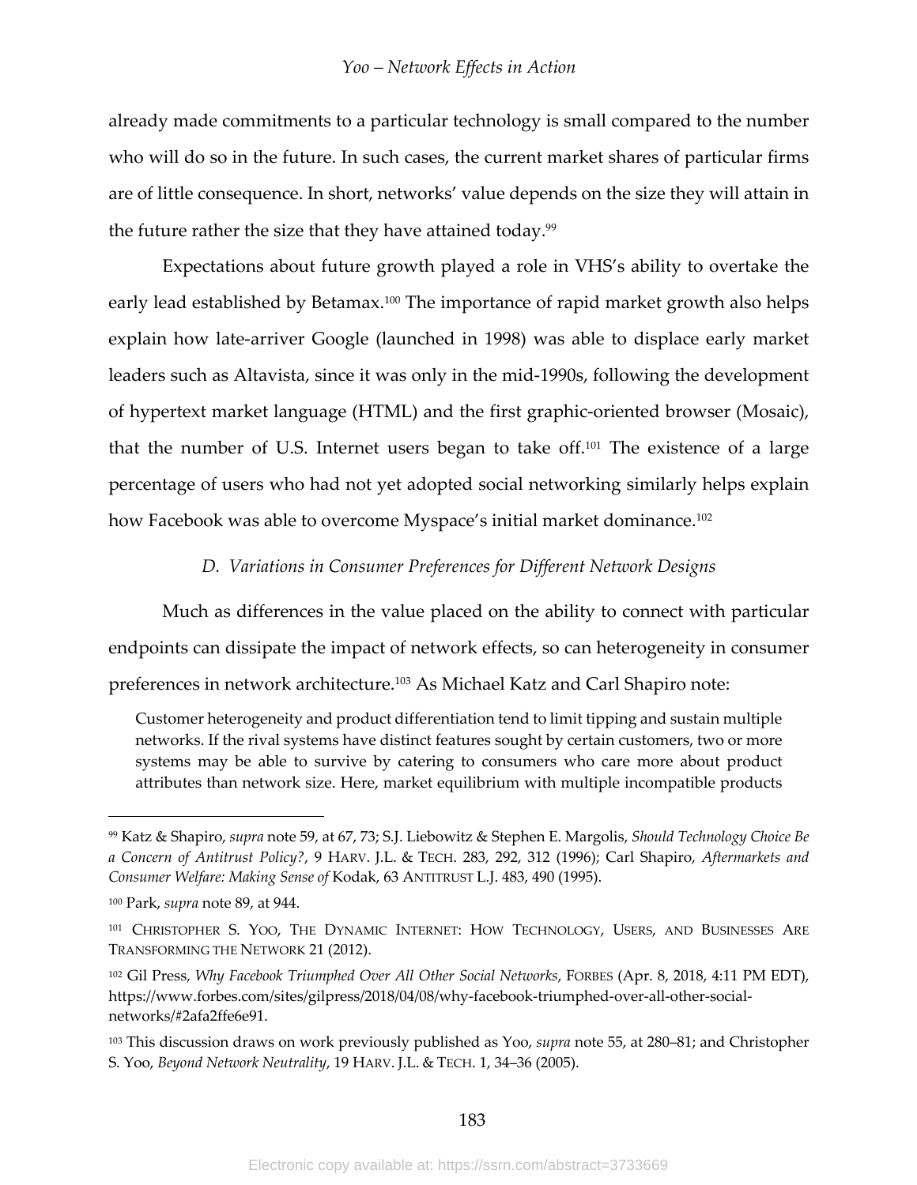already made commitments to a particular technology is small compared to the number who will do so in the future. In such cases, the current market shares of particular firms are of little consequence. In short, networks' value depends on the size they will attain in the future rather the size that they have attained today.[99]

Expectations about future growth played a role in VHS's ability to overtake the early lead established by Betamax.[100] The importance of rapid market growth also helps explain how late-arriver Google (launched in 1998) was able to displace early market leaders such as Altavista, since it was only in the mid-1990s, following the development of hypertext market language (HTML) and the first graphic-oriented browser (Mosaic), that the number of U.S. Internet users began to take off.[101] The existence of a large percentage of users who had not yet adopted social networking similarly helps explain how Facebook was able to overcome Myspace's initial market dominance.[102]

### *D. Variations in Consumer Preferences for Different Network Designs*

Much as differences in the value placed on the ability to connect with particular endpoints can dissipate the impact of network effects, so can heterogeneity in consumer preferences in network architecture.[103] As Michael Katz and Carl Shapiro note:

> Customer heterogeneity and product differentiation tend to limit tipping and sustain multiple networks. If the rival systems have distinct features sought by certain customers, two or more systems may be able to survive by catering to consumers who care more about product attributes than network size. Here, market equilibrium with multiple incompatible products

---

[99] Katz & Shapiro, *supra* note 59, at 67, 73; S.J. Liebowitz & Stephen E. Margolis, *Should Technology Choice Be a Concern of Antitrust Policy?*, 9 HARV. J.L. & TECH. 283, 292, 312 (1996); Carl Shapiro, *Aftermarkets and Consumer Welfare: Making Sense of* Kodak, 63 ANTITRUST L.J. 483, 490 (1995).

[100] Park, *supra* note 89, at 944.

[101] CHRISTOPHER S. YOO, THE DYNAMIC INTERNET: HOW TECHNOLOGY, USERS, AND BUSINESSES ARE TRANSFORMING THE NETWORK 21 (2012).

[102] Gil Press, *Why Facebook Triumphed Over All Other Social Networks*, FORBES (Apr. 8, 2018, 4:11 PM EDT), https://www.forbes.com/sites/gilpress/2018/04/08/why-facebook-triumphed-over-all-other-social-networks/#2afa2ffe6e91.

[103] This discussion draws on work previously published as Yoo, *supra* note 55, at 280–81; and Christopher S. Yoo, *Beyond Network Neutrality*, 19 HARV. J.L. & TECH. 1, 34–36 (2005).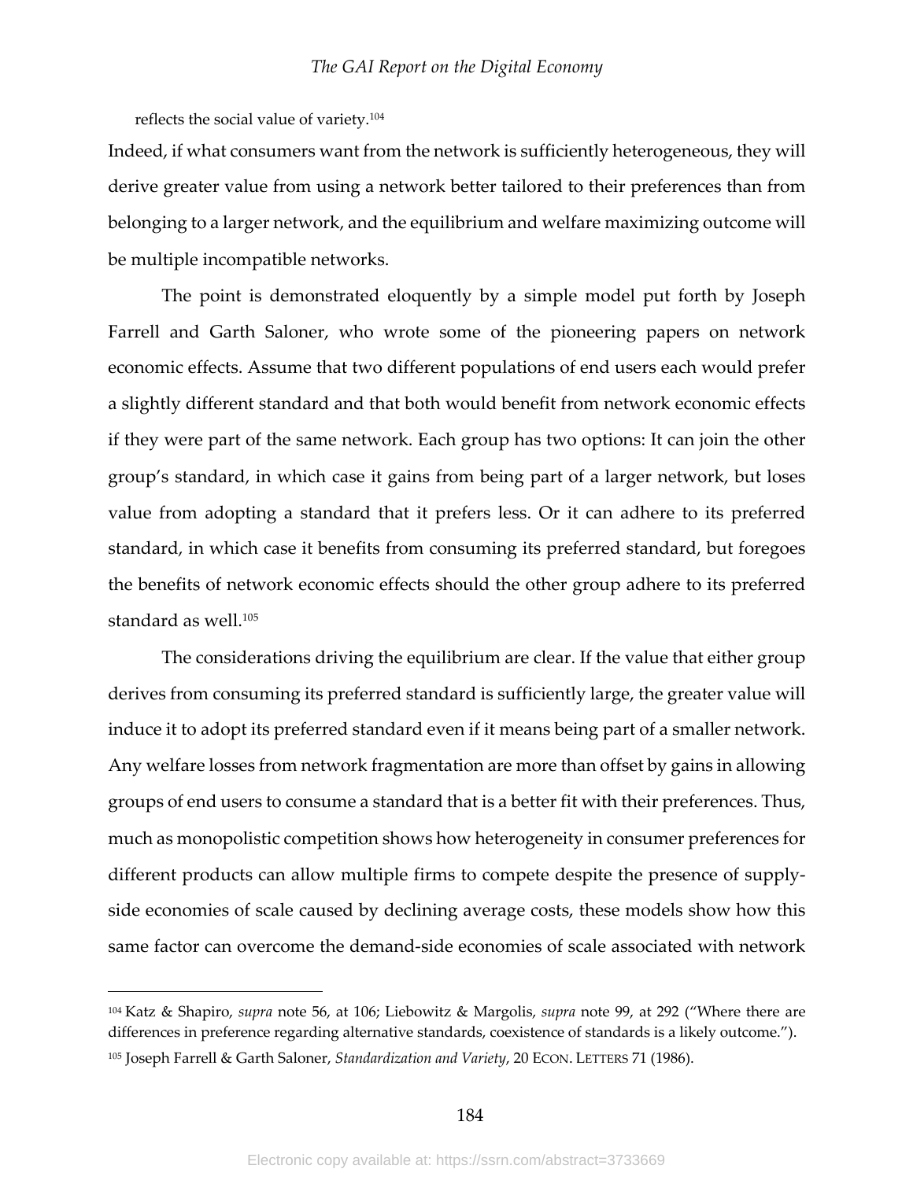reflects the social value of variety.[104]

Indeed, if what consumers want from the network is sufficiently heterogeneous, they will derive greater value from using a network better tailored to their preferences than from belonging to a larger network, and the equilibrium and welfare maximizing outcome will be multiple incompatible networks.

The point is demonstrated eloquently by a simple model put forth by Joseph Farrell and Garth Saloner, who wrote some of the pioneering papers on network economic effects. Assume that two different populations of end users each would prefer a slightly different standard and that both would benefit from network economic effects if they were part of the same network. Each group has two options: It can join the other group's standard, in which case it gains from being part of a larger network, but loses value from adopting a standard that it prefers less. Or it can adhere to its preferred standard, in which case it benefits from consuming its preferred standard, but foregoes the benefits of network economic effects should the other group adhere to its preferred standard as well.[105]

The considerations driving the equilibrium are clear. If the value that either group derives from consuming its preferred standard is sufficiently large, the greater value will induce it to adopt its preferred standard even if it means being part of a smaller network. Any welfare losses from network fragmentation are more than offset by gains in allowing groups of end users to consume a standard that is a better fit with their preferences. Thus, much as monopolistic competition shows how heterogeneity in consumer preferences for different products can allow multiple firms to compete despite the presence of supply-side economies of scale caused by declining average costs, these models show how this same factor can overcome the demand-side economies of scale associated with network

---

[104] Katz & Shapiro, *supra* note 56, at 106; Liebowitz & Margolis, *supra* note 99, at 292 ("Where there are differences in preference regarding alternative standards, coexistence of standards is a likely outcome.").

[105] Joseph Farrell & Garth Saloner, *Standardization and Variety*, 20 ECON. LETTERS 71 (1986).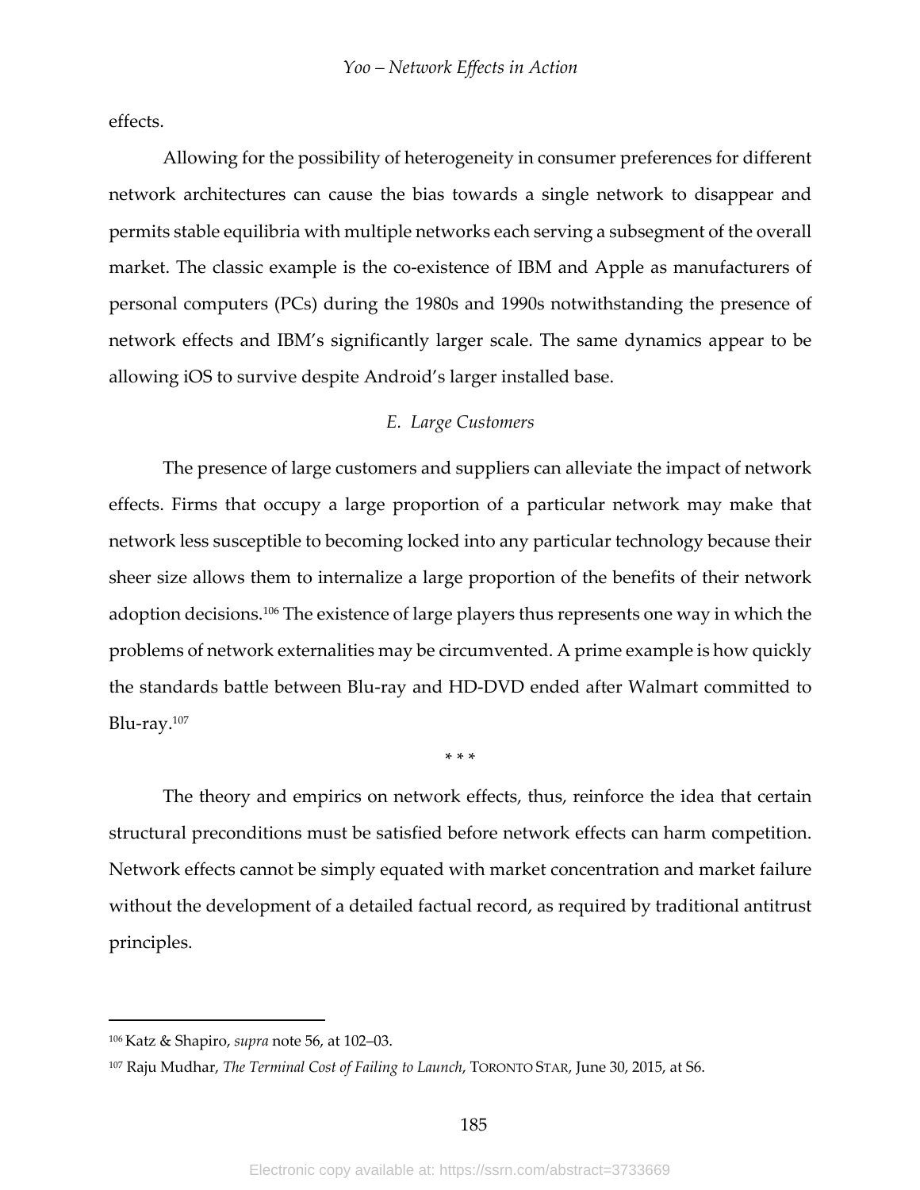effects.

Allowing for the possibility of heterogeneity in consumer preferences for different network architectures can cause the bias towards a single network to disappear and permits stable equilibria with multiple networks each serving a subsegment of the overall market. The classic example is the co-existence of IBM and Apple as manufacturers of personal computers (PCs) during the 1980s and 1990s notwithstanding the presence of network effects and IBM's significantly larger scale. The same dynamics appear to be allowing iOS to survive despite Android's larger installed base.

### *E. Large Customers*

The presence of large customers and suppliers can alleviate the impact of network effects. Firms that occupy a large proportion of a particular network may make that network less susceptible to becoming locked into any particular technology because their sheer size allows them to internalize a large proportion of the benefits of their network adoption decisions.[106] The existence of large players thus represents one way in which the problems of network externalities may be circumvented. A prime example is how quickly the standards battle between Blu-ray and HD-DVD ended after Walmart committed to Blu-ray.[107]

\* \* \*

The theory and empirics on network effects, thus, reinforce the idea that certain structural preconditions must be satisfied before network effects can harm competition. Network effects cannot be simply equated with market concentration and market failure without the development of a detailed factual record, as required by traditional antitrust principles.

---

[106] Katz & Shapiro, *supra* note 56, at 102–03.

[107] Raju Mudhar, *The Terminal Cost of Failing to Launch*, TORONTO STAR, June 30, 2015, at S6.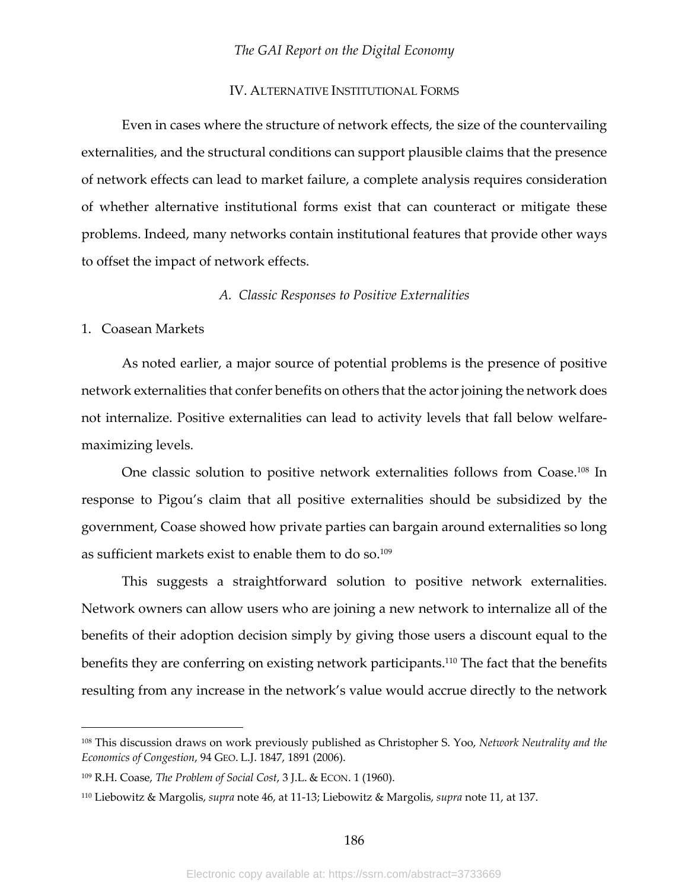## IV. ALTERNATIVE INSTITUTIONAL FORMS

Even in cases where the structure of network effects, the size of the countervailing externalities, and the structural conditions can support plausible claims that the presence of network effects can lead to market failure, a complete analysis requires consideration of whether alternative institutional forms exist that can counteract or mitigate these problems. Indeed, many networks contain institutional features that provide other ways to offset the impact of network effects.

### *A. Classic Responses to Positive Externalities*

#### 1. Coasean Markets

As noted earlier, a major source of potential problems is the presence of positive network externalities that confer benefits on others that the actor joining the network does not internalize. Positive externalities can lead to activity levels that fall below welfare-maximizing levels.

One classic solution to positive network externalities follows from Coase.[108] In response to Pigou's claim that all positive externalities should be subsidized by the government, Coase showed how private parties can bargain around externalities so long as sufficient markets exist to enable them to do so.[109]

This suggests a straightforward solution to positive network externalities. Network owners can allow users who are joining a new network to internalize all of the benefits of their adoption decision simply by giving those users a discount equal to the benefits they are conferring on existing network participants.[110] The fact that the benefits resulting from any increase in the network's value would accrue directly to the network

---

[108] This discussion draws on work previously published as Christopher S. Yoo, *Network Neutrality and the Economics of Congestion*, 94 GEO. L.J. 1847, 1891 (2006).

[109] R.H. Coase, *The Problem of Social Cost*, 3 J.L. & ECON. 1 (1960).

[110] Liebowitz & Margolis, *supra* note 46, at 11-13; Liebowitz & Margolis, *supra* note 11, at 137.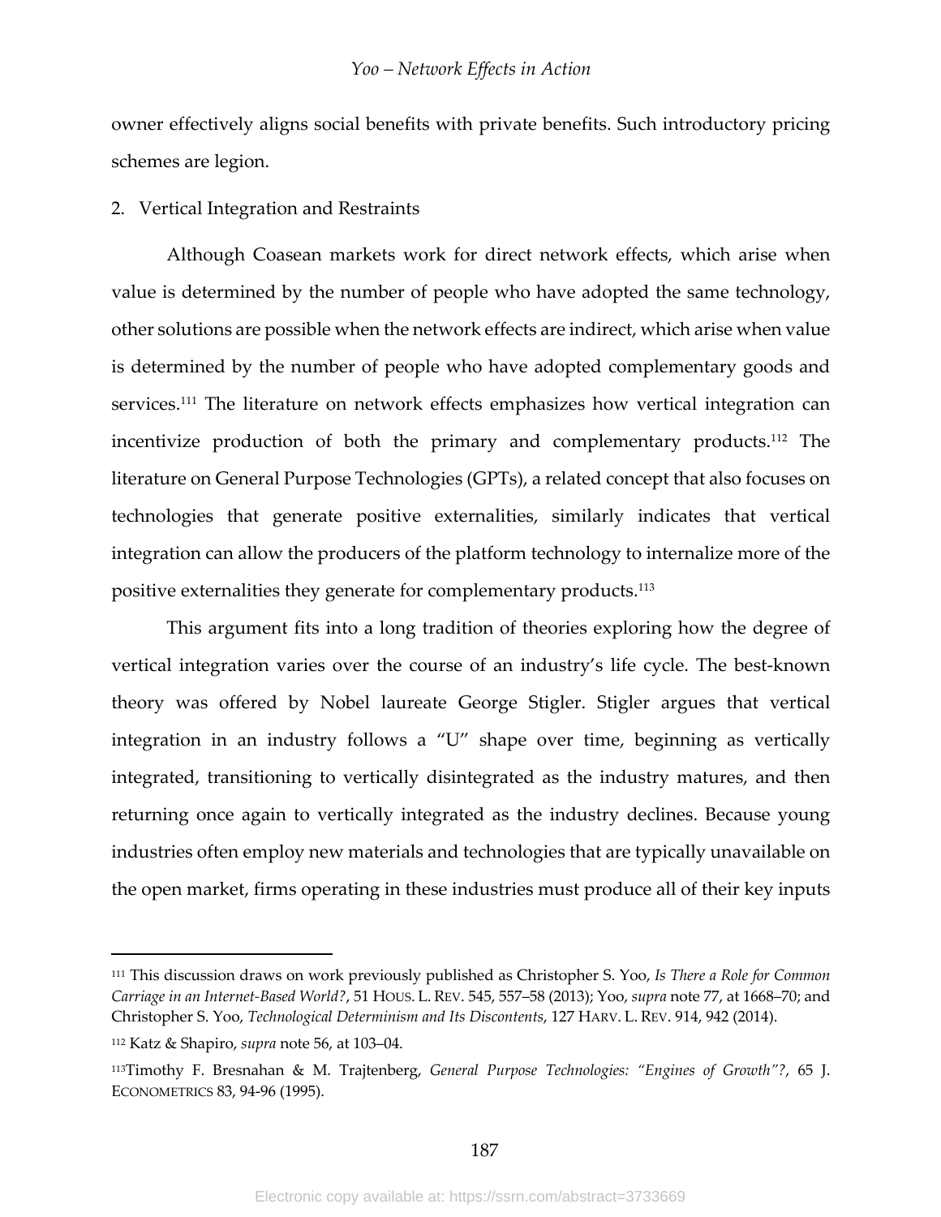owner effectively aligns social benefits with private benefits. Such introductory pricing schemes are legion.

2. Vertical Integration and Restraints

Although Coasean markets work for direct network effects, which arise when value is determined by the number of people who have adopted the same technology, other solutions are possible when the network effects are indirect, which arise when value is determined by the number of people who have adopted complementary goods and services.[111] The literature on network effects emphasizes how vertical integration can incentivize production of both the primary and complementary products.[112] The literature on General Purpose Technologies (GPTs), a related concept that also focuses on technologies that generate positive externalities, similarly indicates that vertical integration can allow the producers of the platform technology to internalize more of the positive externalities they generate for complementary products.[113]

This argument fits into a long tradition of theories exploring how the degree of vertical integration varies over the course of an industry's life cycle. The best-known theory was offered by Nobel laureate George Stigler. Stigler argues that vertical integration in an industry follows a "U" shape over time, beginning as vertically integrated, transitioning to vertically disintegrated as the industry matures, and then returning once again to vertically integrated as the industry declines. Because young industries often employ new materials and technologies that are typically unavailable on the open market, firms operating in these industries must produce all of their key inputs

---

[111] This discussion draws on work previously published as Christopher S. Yoo, *Is There a Role for Common Carriage in an Internet-Based World?*, 51 HOUS. L. REV. 545, 557–58 (2013); Yoo, *supra* note 77, at 1668–70; and Christopher S. Yoo, *Technological Determinism and Its Discontents*, 127 HARV. L. REV. 914, 942 (2014).

[112] Katz & Shapiro, *supra* note 56, at 103–04.

[113] Timothy F. Bresnahan & M. Trajtenberg, *General Purpose Technologies: "Engines of Growth"?*, 65 J. ECONOMETRICS 83, 94-96 (1995).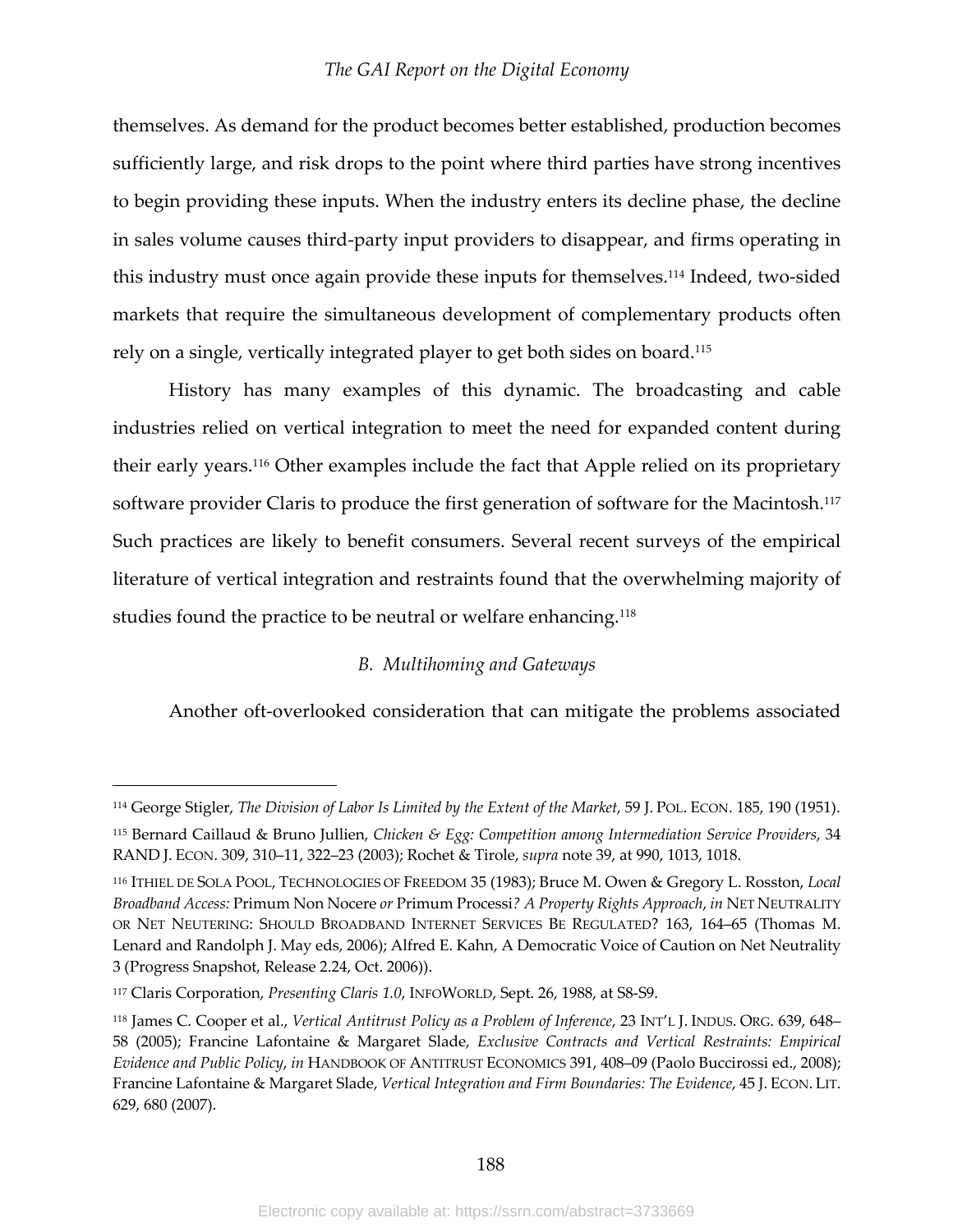themselves. As demand for the product becomes better established, production becomes sufficiently large, and risk drops to the point where third parties have strong incentives to begin providing these inputs. When the industry enters its decline phase, the decline in sales volume causes third-party input providers to disappear, and firms operating in this industry must once again provide these inputs for themselves.[114] Indeed, two-sided markets that require the simultaneous development of complementary products often rely on a single, vertically integrated player to get both sides on board.[115]

History has many examples of this dynamic. The broadcasting and cable industries relied on vertical integration to meet the need for expanded content during their early years.[116] Other examples include the fact that Apple relied on its proprietary software provider Claris to produce the first generation of software for the Macintosh.[117] Such practices are likely to benefit consumers. Several recent surveys of the empirical literature of vertical integration and restraints found that the overwhelming majority of studies found the practice to be neutral or welfare enhancing.[118]

### *B. Multihoming and Gateways*

Another oft-overlooked consideration that can mitigate the problems associated

---

[114] George Stigler, *The Division of Labor Is Limited by the Extent of the Market*, 59 J. POL. ECON. 185, 190 (1951).

[115] Bernard Caillaud & Bruno Jullien, *Chicken & Egg: Competition among Intermediation Service Providers*, 34 RAND J. ECON. 309, 310–11, 322–23 (2003); Rochet & Tirole, *supra* note 39, at 990, 1013, 1018.

[116] ITHIEL DE SOLA POOL, TECHNOLOGIES OF FREEDOM 35 (1983); Bruce M. Owen & Gregory L. Rosston, *Local Broadband Access:* Primum Non Nocere *or* Primum Processi*? A Property Rights Approach*, *in* NET NEUTRALITY OR NET NEUTERING: SHOULD BROADBAND INTERNET SERVICES BE REGULATED? 163, 164–65 (Thomas M. Lenard and Randolph J. May eds, 2006); Alfred E. Kahn, A Democratic Voice of Caution on Net Neutrality 3 (Progress Snapshot, Release 2.24, Oct. 2006)).

[117] Claris Corporation, *Presenting Claris 1.0*, INFOWORLD, Sept. 26, 1988, at S8-S9.

[118] James C. Cooper et al., *Vertical Antitrust Policy as a Problem of Inference*, 23 INT'L J. INDUS. ORG. 639, 648–58 (2005); Francine Lafontaine & Margaret Slade, *Exclusive Contracts and Vertical Restraints: Empirical Evidence and Public Policy*, *in* HANDBOOK OF ANTITRUST ECONOMICS 391, 408–09 (Paolo Buccirossi ed., 2008); Francine Lafontaine & Margaret Slade, *Vertical Integration and Firm Boundaries: The Evidence*, 45 J. ECON. LIT. 629, 680 (2007).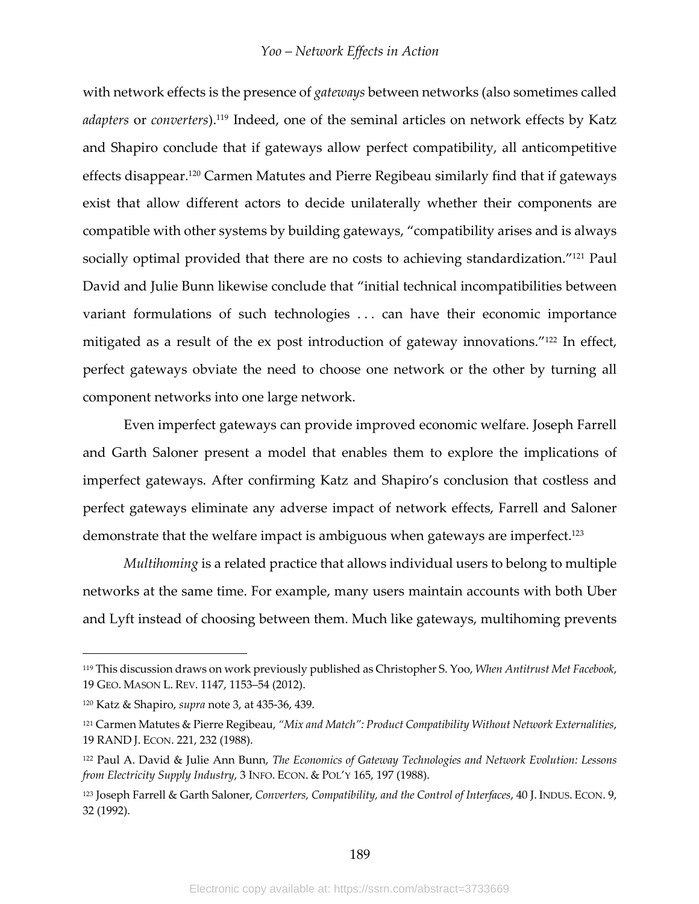with network effects is the presence of *gateways* between networks (also sometimes called *adapters* or *converters*).[119] Indeed, one of the seminal articles on network effects by Katz and Shapiro conclude that if gateways allow perfect compatibility, all anticompetitive effects disappear.[120] Carmen Matutes and Pierre Regibeau similarly find that if gateways exist that allow different actors to decide unilaterally whether their components are compatible with other systems by building gateways, "compatibility arises and is always socially optimal provided that there are no costs to achieving standardization."[121] Paul David and Julie Bunn likewise conclude that "initial technical incompatibilities between variant formulations of such technologies . . . can have their economic importance mitigated as a result of the ex post introduction of gateway innovations."[122] In effect, perfect gateways obviate the need to choose one network or the other by turning all component networks into one large network.

Even imperfect gateways can provide improved economic welfare. Joseph Farrell and Garth Saloner present a model that enables them to explore the implications of imperfect gateways. After confirming Katz and Shapiro's conclusion that costless and perfect gateways eliminate any adverse impact of network effects, Farrell and Saloner demonstrate that the welfare impact is ambiguous when gateways are imperfect.[123]

*Multihoming* is a related practice that allows individual users to belong to multiple networks at the same time. For example, many users maintain accounts with both Uber and Lyft instead of choosing between them. Much like gateways, multihoming prevents

---

[119] This discussion draws on work previously published as Christopher S. Yoo, *When Antitrust Met Facebook*, 19 GEO. MASON L. REV. 1147, 1153–54 (2012).

[120] Katz & Shapiro, *supra* note 3, at 435-36, 439.

[121] Carmen Matutes & Pierre Regibeau, *"Mix and Match": Product Compatibility Without Network Externalities*, 19 RAND J. ECON. 221, 232 (1988).

[122] Paul A. David & Julie Ann Bunn, *The Economics of Gateway Technologies and Network Evolution: Lessons from Electricity Supply Industry*, 3 INFO. ECON. & POL'Y 165, 197 (1988).

[123] Joseph Farrell & Garth Saloner, *Converters, Compatibility, and the Control of Interfaces*, 40 J. INDUS. ECON. 9, 32 (1992).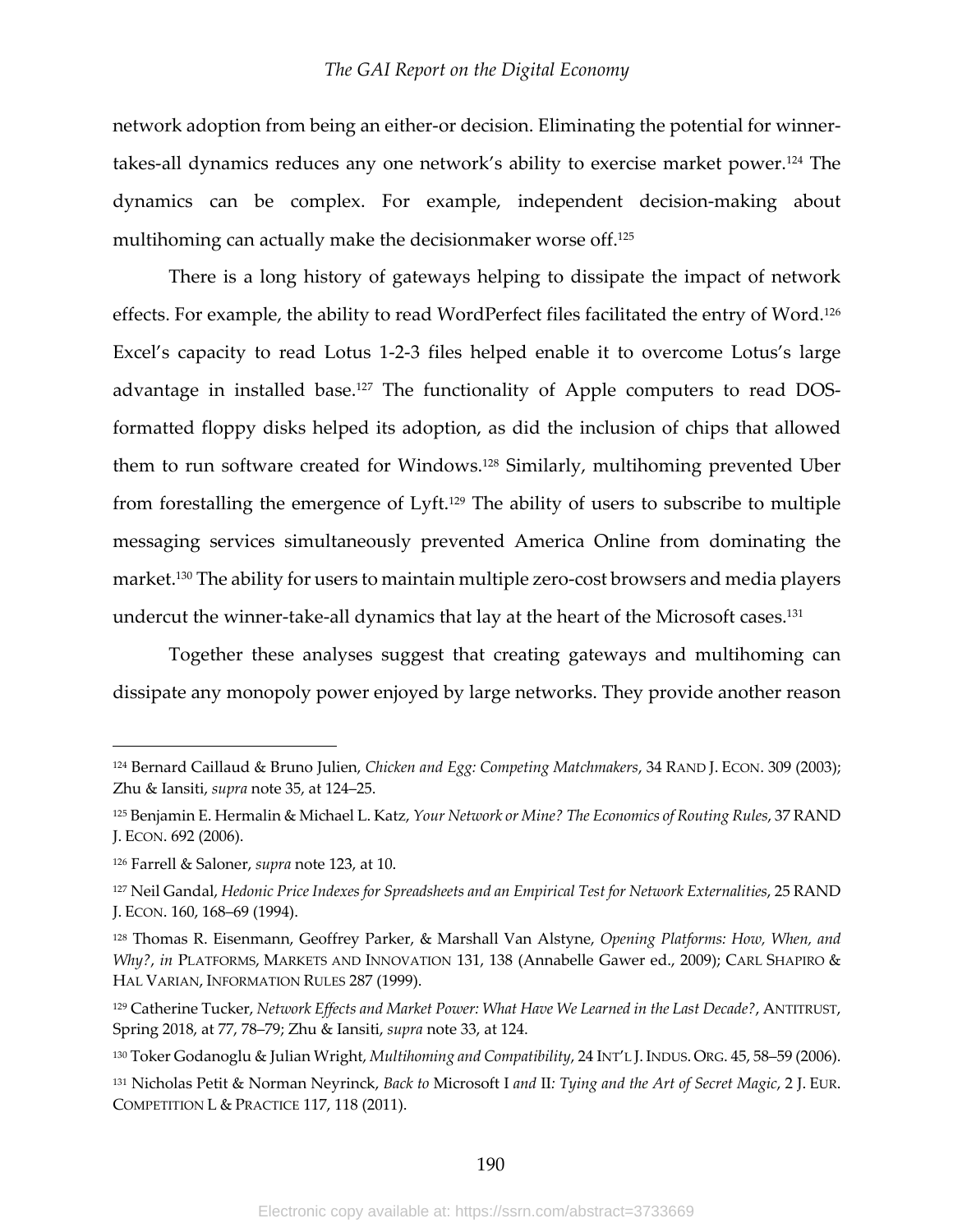network adoption from being an either-or decision. Eliminating the potential for winner-takes-all dynamics reduces any one network's ability to exercise market power.[124] The dynamics can be complex. For example, independent decision-making about multihoming can actually make the decisionmaker worse off.[125]

There is a long history of gateways helping to dissipate the impact of network effects. For example, the ability to read WordPerfect files facilitated the entry of Word.[126] Excel's capacity to read Lotus 1-2-3 files helped enable it to overcome Lotus's large advantage in installed base.[127] The functionality of Apple computers to read DOS-formatted floppy disks helped its adoption, as did the inclusion of chips that allowed them to run software created for Windows.[128] Similarly, multihoming prevented Uber from forestalling the emergence of Lyft.[129] The ability of users to subscribe to multiple messaging services simultaneously prevented America Online from dominating the market.[130] The ability for users to maintain multiple zero-cost browsers and media players undercut the winner-take-all dynamics that lay at the heart of the Microsoft cases.[131]

Together these analyses suggest that creating gateways and multihoming can dissipate any monopoly power enjoyed by large networks. They provide another reason

---

[124] Bernard Caillaud & Bruno Julien, *Chicken and Egg: Competing Matchmakers*, 34 RAND J. ECON. 309 (2003); Zhu & Iansiti, *supra* note 35, at 124–25.

[125] Benjamin E. Hermalin & Michael L. Katz, *Your Network or Mine? The Economics of Routing Rules*, 37 RAND J. ECON. 692 (2006).

[126] Farrell & Saloner, *supra* note 123, at 10.

[127] Neil Gandal, *Hedonic Price Indexes for Spreadsheets and an Empirical Test for Network Externalities*, 25 RAND J. ECON. 160, 168–69 (1994).

[128] Thomas R. Eisenmann, Geoffrey Parker, & Marshall Van Alstyne, *Opening Platforms: How, When, and Why?*, *in* PLATFORMS, MARKETS AND INNOVATION 131, 138 (Annabelle Gawer ed., 2009); CARL SHAPIRO & HAL VARIAN, INFORMATION RULES 287 (1999).

[129] Catherine Tucker, *Network Effects and Market Power: What Have We Learned in the Last Decade?*, ANTITRUST, Spring 2018, at 77, 78–79; Zhu & Iansiti, *supra* note 33, at 124.

[130] Toker Godanoglu & Julian Wright, *Multihoming and Compatibility*, 24 INT'L J. INDUS. ORG. 45, 58–59 (2006).

[131] Nicholas Petit & Norman Neyrinck, *Back to* Microsoft I *and* II*: Tying and the Art of Secret Magic*, 2 J. EUR. COMPETITION L & PRACTICE 117, 118 (2011).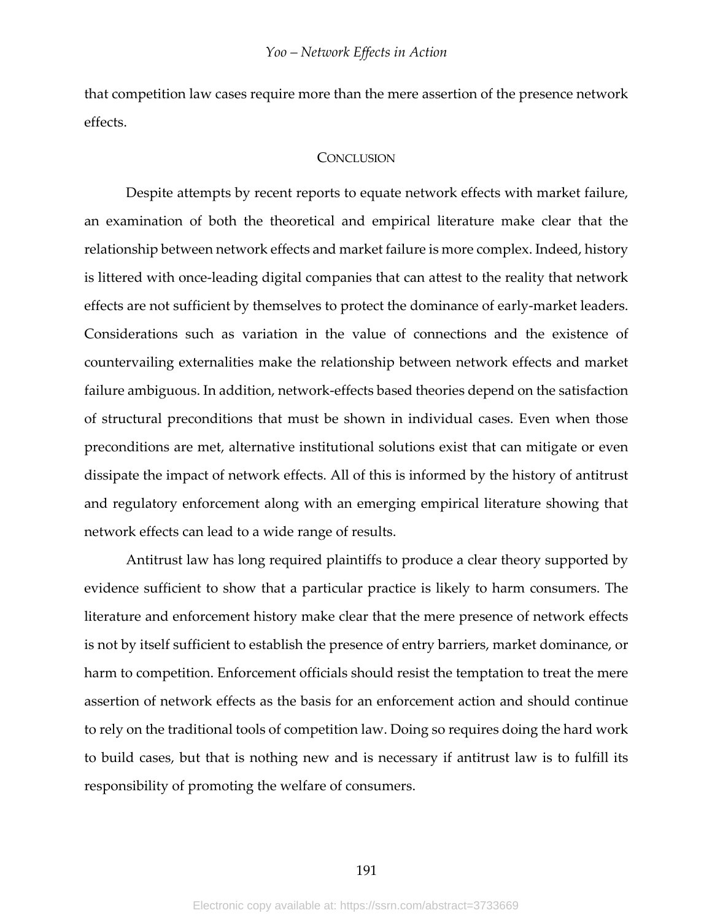that competition law cases require more than the mere assertion of the presence network effects.

## CONCLUSION

Despite attempts by recent reports to equate network effects with market failure, an examination of both the theoretical and empirical literature make clear that the relationship between network effects and market failure is more complex. Indeed, history is littered with once-leading digital companies that can attest to the reality that network effects are not sufficient by themselves to protect the dominance of early-market leaders. Considerations such as variation in the value of connections and the existence of countervailing externalities make the relationship between network effects and market failure ambiguous. In addition, network-effects based theories depend on the satisfaction of structural preconditions that must be shown in individual cases. Even when those preconditions are met, alternative institutional solutions exist that can mitigate or even dissipate the impact of network effects. All of this is informed by the history of antitrust and regulatory enforcement along with an emerging empirical literature showing that network effects can lead to a wide range of results.

Antitrust law has long required plaintiffs to produce a clear theory supported by evidence sufficient to show that a particular practice is likely to harm consumers. The literature and enforcement history make clear that the mere presence of network effects is not by itself sufficient to establish the presence of entry barriers, market dominance, or harm to competition. Enforcement officials should resist the temptation to treat the mere assertion of network effects as the basis for an enforcement action and should continue to rely on the traditional tools of competition law. Doing so requires doing the hard work to build cases, but that is nothing new and is necessary if antitrust law is to fulfill its responsibility of promoting the welfare of consumers.